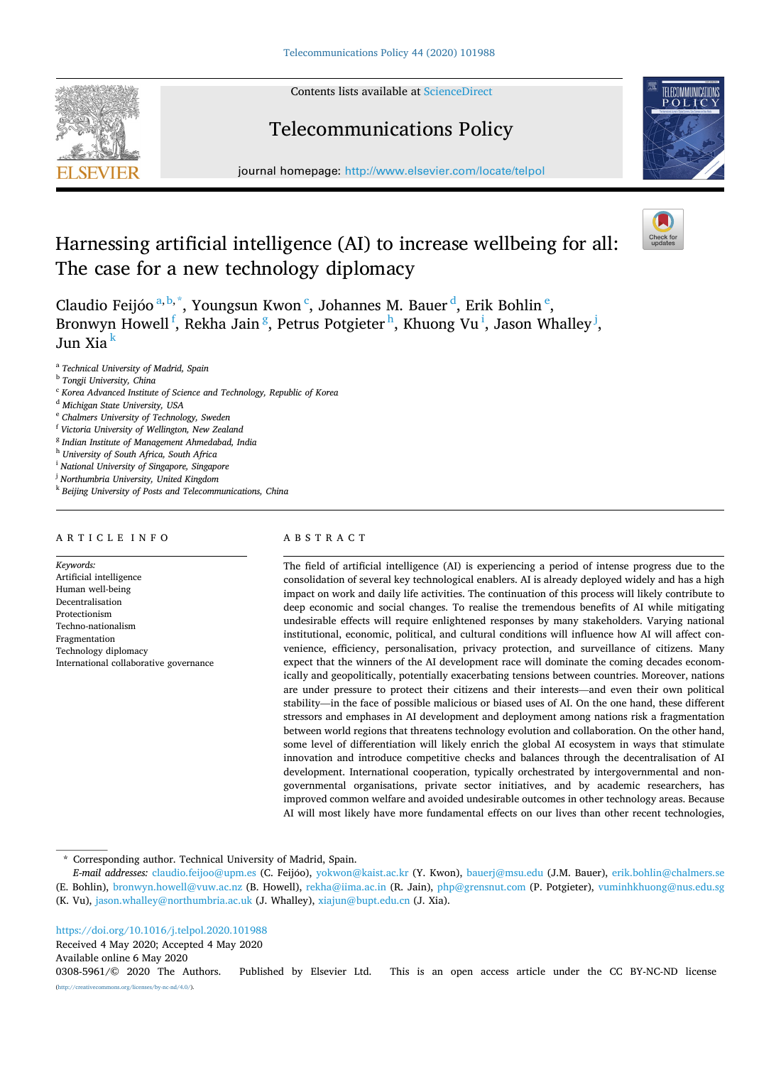# Harnessing artificial intelligence (AI) to increase wellbeing for all: The case for a new technology diplomacy

Claudio Feijóo [a,b,*], Youngsun Kwon [c], Johannes M. Bauer [d], Erik Bohlin [e], Bronwyn Howell [f], Rekha Jain [g], Petrus Potgieter [h], Khuong Vu [i], Jason Whalley [j], Jun Xia [k]

[a] *Technical University of Madrid, Spain*
[b] *Tongji University, China*
[c] *Korea Advanced Institute of Science and Technology, Republic of Korea*
[d] *Michigan State University, USA*
[e] *Chalmers University of Technology, Sweden*
[f] *Victoria University of Wellington, New Zealand*
[g] *Indian Institute of Management Ahmedabad, India*
[h] *University of South Africa, South Africa*
[i] *National University of Singapore, Singapore*
[j] *Northumbria University, United Kingdom*
[k] *Beijing University of Posts and Telecommunications, China*

## ARTICLE INFO

*Keywords:*
Artificial intelligence
Human well-being
Decentralisation
Protectionism
Techno-nationalism
Fragmentation
Technology diplomacy
International collaborative governance

## ABSTRACT

The field of artificial intelligence (AI) is experiencing a period of intense progress due to the consolidation of several key technological enablers. AI is already deployed widely and has a high impact on work and daily life activities. The continuation of this process will likely contribute to deep economic and social changes. To realise the tremendous benefits of AI while mitigating undesirable effects will require enlightened responses by many stakeholders. Varying national institutional, economic, political, and cultural conditions will influence how AI will affect convenience, efficiency, personalisation, privacy protection, and surveillance of citizens. Many expect that the winners of the AI development race will dominate the coming decades economically and geopolitically, potentially exacerbating tensions between countries. Moreover, nations are under pressure to protect their citizens and their interests—and even their own political stability—in the face of possible malicious or biased uses of AI. On the one hand, these different stressors and emphases in AI development and deployment among nations risk a fragmentation between world regions that threatens technology evolution and collaboration. On the other hand, some level of differentiation will likely enrich the global AI ecosystem in ways that stimulate innovation and introduce competitive checks and balances through the decentralisation of AI development. International cooperation, typically orchestrated by intergovernmental and non-governmental organisations, private sector initiatives, and by academic researchers, has improved common welfare and avoided undesirable outcomes in other technology areas. Because AI will most likely have more fundamental effects on our lives than other recent technologies,

---

\* Corresponding author. Technical University of Madrid, Spain.
*E-mail addresses:* claudio.feijoo@upm.es (C. Feijóo), yokwon@kaist.ac.kr (Y. Kwon), bauerj@msu.edu (J.M. Bauer), erik.bohlin@chalmers.se (E. Bohlin), bronwyn.howell@vuw.ac.nz (B. Howell), rekha@iima.ac.in (R. Jain), php@grensnut.com (P. Potgieter), vuminhkhuong@nus.edu.sg (K. Vu), jason.whalley@northumbria.ac.uk (J. Whalley), xiajun@bupt.edu.cn (J. Xia).

https://doi.org/10.1016/j.telpol.2020.101988
Received 4 May 2020; Accepted 4 May 2020
Available online 6 May 2020
0308-5961/© 2020 The Authors. Published by Elsevier Ltd. This is an open access article under the CC BY-NC-ND license (http://creativecommons.org/licenses/by-nc-nd/4.0/).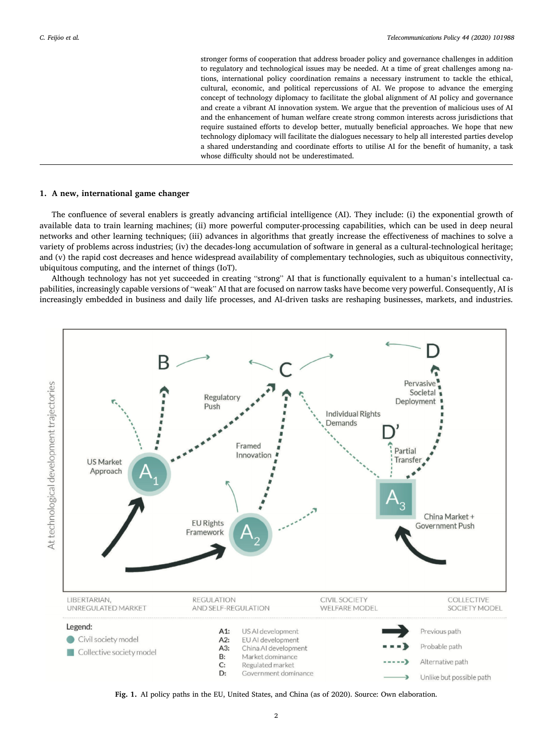stronger forms of cooperation that address broader policy and governance challenges in addition to regulatory and technological issues may be needed. At a time of great challenges among nations, international policy coordination remains a necessary instrument to tackle the ethical, cultural, economic, and political repercussions of AI. We propose to advance the emerging concept of technology diplomacy to facilitate the global alignment of AI policy and governance and create a vibrant AI innovation system. We argue that the prevention of malicious uses of AI and the enhancement of human welfare create strong common interests across jurisdictions that require sustained efforts to develop better, mutually beneficial approaches. We hope that new technology diplomacy will facilitate the dialogues necessary to help all interested parties develop a shared understanding and coordinate efforts to utilise AI for the benefit of humanity, a task whose difficulty should not be underestimated.

## 1. A new, international game changer

The confluence of several enablers is greatly advancing artificial intelligence (AI). They include: (i) the exponential growth of available data to train learning machines; (ii) more powerful computer-processing capabilities, which can be used in deep neural networks and other learning techniques; (iii) advances in algorithms that greatly increase the effectiveness of machines to solve a variety of problems across industries; (iv) the decades-long accumulation of software in general as a cultural-technological heritage; and (v) the rapid cost decreases and hence widespread availability of complementary technologies, such as ubiquitous connectivity, ubiquitous computing, and the internet of things (IoT).

Although technology has not yet succeeded in creating "strong" AI that is functionally equivalent to a human's intellectual capabilities, increasingly capable versions of "weak" AI that are focused on narrow tasks have become very powerful. Consequently, AI is increasingly embedded in business and daily life processes, and AI-driven tasks are reshaping businesses, markets, and industries.

**Fig. 1.** AI policy paths in the EU, United States, and China (as of 2020). Source: Own elaboration.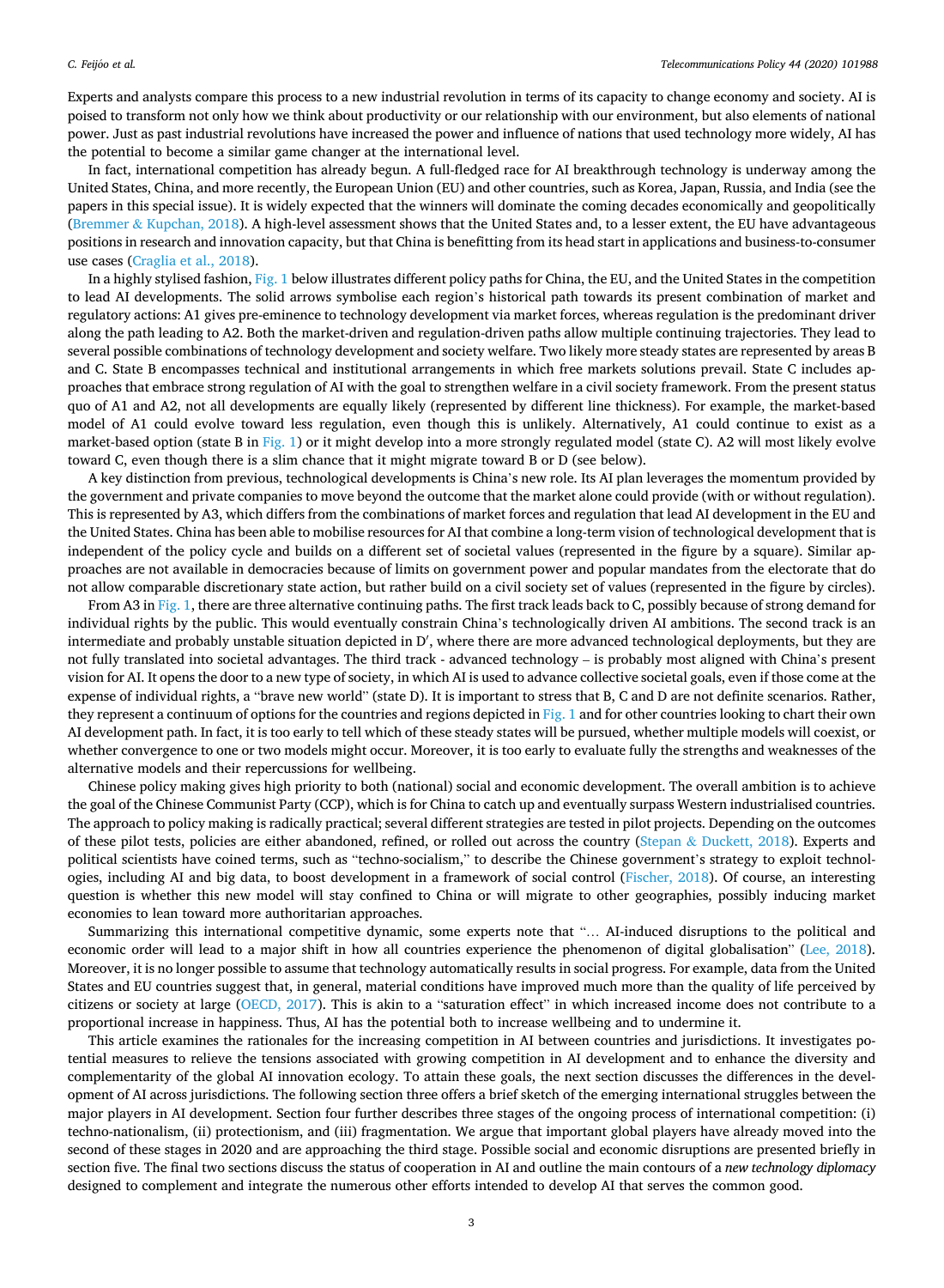Experts and analysts compare this process to a new industrial revolution in terms of its capacity to change economy and society. AI is poised to transform not only how we think about productivity or our relationship with our environment, but also elements of national power. Just as past industrial revolutions have increased the power and influence of nations that used technology more widely, AI has the potential to become a similar game changer at the international level.

In fact, international competition has already begun. A full-fledged race for AI breakthrough technology is underway among the United States, China, and more recently, the European Union (EU) and other countries, such as Korea, Japan, Russia, and India (see the papers in this special issue). It is widely expected that the winners will dominate the coming decades economically and geopolitically (Bremmer & Kupchan, 2018). A high-level assessment shows that the United States and, to a lesser extent, the EU have advantageous positions in research and innovation capacity, but that China is benefitting from its head start in applications and business-to-consumer use cases (Craglia et al., 2018).

In a highly stylised fashion, Fig. 1 below illustrates different policy paths for China, the EU, and the United States in the competition to lead AI developments. The solid arrows symbolise each region's historical path towards its present combination of market and regulatory actions: A1 gives pre-eminence to technology development via market forces, whereas regulation is the predominant driver along the path leading to A2. Both the market-driven and regulation-driven paths allow multiple continuing trajectories. They lead to several possible combinations of technology development and society welfare. Two likely more steady states are represented by areas B and C. State B encompasses technical and institutional arrangements in which free markets solutions prevail. State C includes approaches that embrace strong regulation of AI with the goal to strengthen welfare in a civil society framework. From the present status quo of A1 and A2, not all developments are equally likely (represented by different line thickness). For example, the market-based model of A1 could evolve toward less regulation, even though this is unlikely. Alternatively, A1 could continue to exist as a market-based option (state B in Fig. 1) or it might develop into a more strongly regulated model (state C). A2 will most likely evolve toward C, even though there is a slim chance that it might migrate toward B or D (see below).

A key distinction from previous, technological developments is China's new role. Its AI plan leverages the momentum provided by the government and private companies to move beyond the outcome that the market alone could provide (with or without regulation). This is represented by A3, which differs from the combinations of market forces and regulation that lead AI development in the EU and the United States. China has been able to mobilise resources for AI that combine a long-term vision of technological development that is independent of the policy cycle and builds on a different set of societal values (represented in the figure by a square). Similar approaches are not available in democracies because of limits on government power and popular mandates from the electorate that do not allow comparable discretionary state action, but rather build on a civil society set of values (represented in the figure by circles).

From A3 in Fig. 1, there are three alternative continuing paths. The first track leads back to C, possibly because of strong demand for individual rights by the public. This would eventually constrain China's technologically driven AI ambitions. The second track is an intermediate and probably unstable situation depicted in D′, where there are more advanced technological deployments, but they are not fully translated into societal advantages. The third track - advanced technology – is probably most aligned with China's present vision for AI. It opens the door to a new type of society, in which AI is used to advance collective societal goals, even if those come at the expense of individual rights, a "brave new world" (state D). It is important to stress that B, C and D are not definite scenarios. Rather, they represent a continuum of options for the countries and regions depicted in Fig. 1 and for other countries looking to chart their own AI development path. In fact, it is too early to tell which of these steady states will be pursued, whether multiple models will coexist, or whether convergence to one or two models might occur. Moreover, it is too early to evaluate fully the strengths and weaknesses of the alternative models and their repercussions for wellbeing.

Chinese policy making gives high priority to both (national) social and economic development. The overall ambition is to achieve the goal of the Chinese Communist Party (CCP), which is for China to catch up and eventually surpass Western industrialised countries. The approach to policy making is radically practical; several different strategies are tested in pilot projects. Depending on the outcomes of these pilot tests, policies are either abandoned, refined, or rolled out across the country (Stepan & Duckett, 2018). Experts and political scientists have coined terms, such as "techno-socialism," to describe the Chinese government's strategy to exploit technologies, including AI and big data, to boost development in a framework of social control (Fischer, 2018). Of course, an interesting question is whether this new model will stay confined to China or will migrate to other geographies, possibly inducing market economies to lean toward more authoritarian approaches.

Summarizing this international competitive dynamic, some experts note that "… AI-induced disruptions to the political and economic order will lead to a major shift in how all countries experience the phenomenon of digital globalisation" (Lee, 2018). Moreover, it is no longer possible to assume that technology automatically results in social progress. For example, data from the United States and EU countries suggest that, in general, material conditions have improved much more than the quality of life perceived by citizens or society at large (OECD, 2017). This is akin to a "saturation effect" in which increased income does not contribute to a proportional increase in happiness. Thus, AI has the potential both to increase wellbeing and to undermine it.

This article examines the rationales for the increasing competition in AI between countries and jurisdictions. It investigates potential measures to relieve the tensions associated with growing competition in AI development and to enhance the diversity and complementarity of the global AI innovation ecology. To attain these goals, the next section discusses the differences in the development of AI across jurisdictions. The following section three offers a brief sketch of the emerging international struggles between the major players in AI development. Section four further describes three stages of the ongoing process of international competition: (i) techno-nationalism, (ii) protectionism, and (iii) fragmentation. We argue that important global players have already moved into the second of these stages in 2020 and are approaching the third stage. Possible social and economic disruptions are presented briefly in section five. The final two sections discuss the status of cooperation in AI and outline the main contours of a *new technology diplomacy* designed to complement and integrate the numerous other efforts intended to develop AI that serves the common good.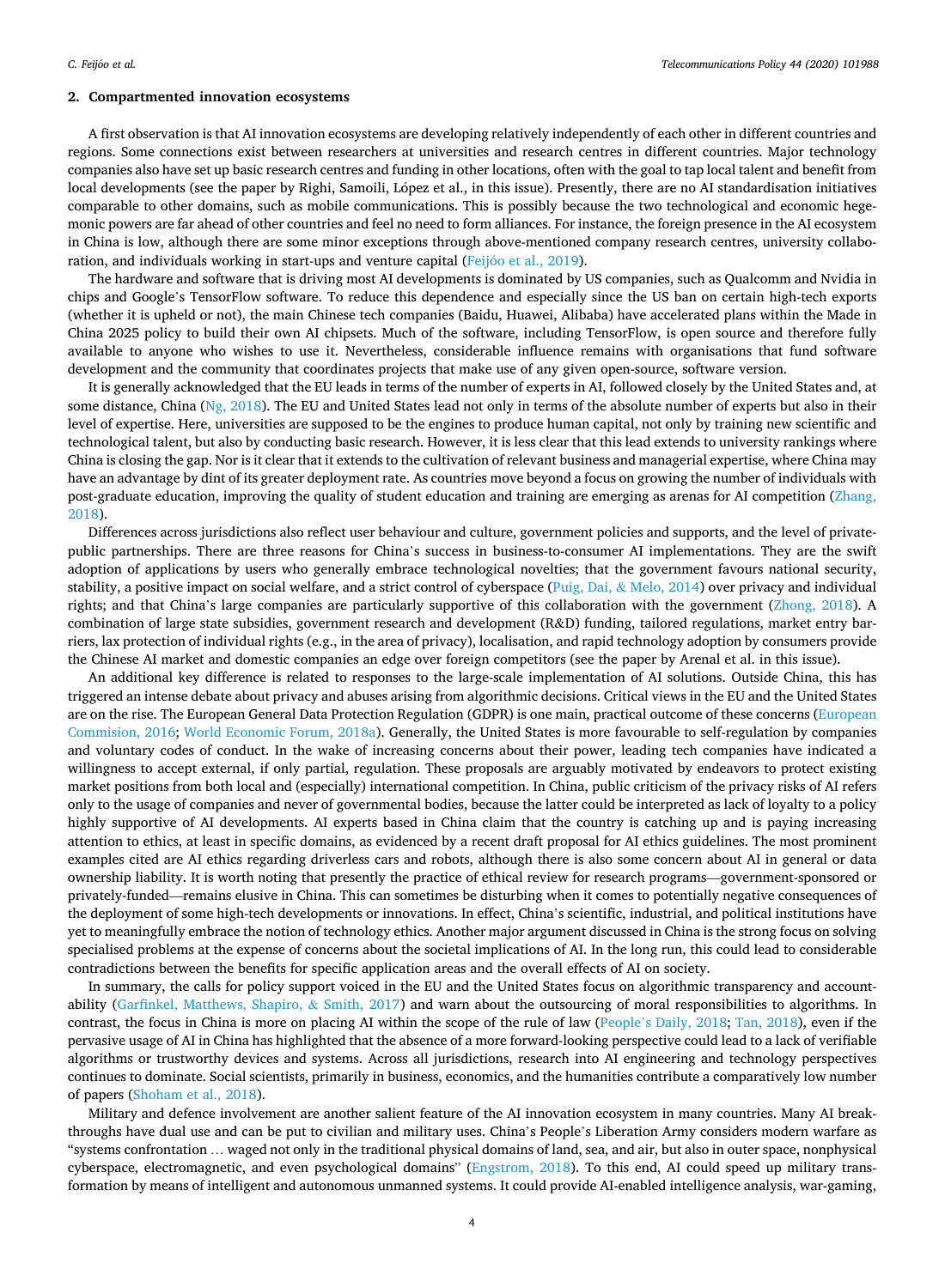## 2. Compartmented innovation ecosystems

A first observation is that AI innovation ecosystems are developing relatively independently of each other in different countries and regions. Some connections exist between researchers at universities and research centres in different countries. Major technology companies also have set up basic research centres and funding in other locations, often with the goal to tap local talent and benefit from local developments (see the paper by Righi, Samoili, López et al., in this issue). Presently, there are no AI standardisation initiatives comparable to other domains, such as mobile communications. This is possibly because the two technological and economic hegemonic powers are far ahead of other countries and feel no need to form alliances. For instance, the foreign presence in the AI ecosystem in China is low, although there are some minor exceptions through above-mentioned company research centres, university collaboration, and individuals working in start-ups and venture capital (Feijóo et al., 2019).

The hardware and software that is driving most AI developments is dominated by US companies, such as Qualcomm and Nvidia in chips and Google's TensorFlow software. To reduce this dependence and especially since the US ban on certain high-tech exports (whether it is upheld or not), the main Chinese tech companies (Baidu, Huawei, Alibaba) have accelerated plans within the Made in China 2025 policy to build their own AI chipsets. Much of the software, including TensorFlow, is open source and therefore fully available to anyone who wishes to use it. Nevertheless, considerable influence remains with organisations that fund software development and the community that coordinates projects that make use of any given open-source, software version.

It is generally acknowledged that the EU leads in terms of the number of experts in AI, followed closely by the United States and, at some distance, China (Ng, 2018). The EU and United States lead not only in terms of the absolute number of experts but also in their level of expertise. Here, universities are supposed to be the engines to produce human capital, not only by training new scientific and technological talent, but also by conducting basic research. However, it is less clear that this lead extends to university rankings where China is closing the gap. Nor is it clear that it extends to the cultivation of relevant business and managerial expertise, where China may have an advantage by dint of its greater deployment rate. As countries move beyond a focus on growing the number of individuals with post-graduate education, improving the quality of student education and training are emerging as arenas for AI competition (Zhang, 2018).

Differences across jurisdictions also reflect user behaviour and culture, government policies and supports, and the level of private-public partnerships. There are three reasons for China's success in business-to-consumer AI implementations. They are the swift adoption of applications by users who generally embrace technological novelties; that the government favours national security, stability, a positive impact on social welfare, and a strict control of cyberspace (Puig, Dai, & Melo, 2014) over privacy and individual rights; and that China's large companies are particularly supportive of this collaboration with the government (Zhong, 2018). A combination of large state subsidies, government research and development (R&D) funding, tailored regulations, market entry barriers, lax protection of individual rights (e.g., in the area of privacy), localisation, and rapid technology adoption by consumers provide the Chinese AI market and domestic companies an edge over foreign competitors (see the paper by Arenal et al. in this issue).

An additional key difference is related to responses to the large-scale implementation of AI solutions. Outside China, this has triggered an intense debate about privacy and abuses arising from algorithmic decisions. Critical views in the EU and the United States are on the rise. The European General Data Protection Regulation (GDPR) is one main, practical outcome of these concerns (European Commision, 2016; World Economic Forum, 2018a). Generally, the United States is more favourable to self-regulation by companies and voluntary codes of conduct. In the wake of increasing concerns about their power, leading tech companies have indicated a willingness to accept external, if only partial, regulation. These proposals are arguably motivated by endeavors to protect existing market positions from both local and (especially) international competition. In China, public criticism of the privacy risks of AI refers only to the usage of companies and never of governmental bodies, because the latter could be interpreted as lack of loyalty to a policy highly supportive of AI developments. AI experts based in China claim that the country is catching up and is paying increasing attention to ethics, at least in specific domains, as evidenced by a recent draft proposal for AI ethics guidelines. The most prominent examples cited are AI ethics regarding driverless cars and robots, although there is also some concern about AI in general or data ownership liability. It is worth noting that presently the practice of ethical review for research programs—government-sponsored or privately-funded—remains elusive in China. This can sometimes be disturbing when it comes to potentially negative consequences of the deployment of some high-tech developments or innovations. In effect, China's scientific, industrial, and political institutions have yet to meaningfully embrace the notion of technology ethics. Another major argument discussed in China is the strong focus on solving specialised problems at the expense of concerns about the societal implications of AI. In the long run, this could lead to considerable contradictions between the benefits for specific application areas and the overall effects of AI on society.

In summary, the calls for policy support voiced in the EU and the United States focus on algorithmic transparency and accountability (Garfinkel, Matthews, Shapiro, & Smith, 2017) and warn about the outsourcing of moral responsibilities to algorithms. In contrast, the focus in China is more on placing AI within the scope of the rule of law (People's Daily, 2018; Tan, 2018), even if the pervasive usage of AI in China has highlighted that the absence of a more forward-looking perspective could lead to a lack of verifiable algorithms or trustworthy devices and systems. Across all jurisdictions, research into AI engineering and technology perspectives continues to dominate. Social scientists, primarily in business, economics, and the humanities contribute a comparatively low number of papers (Shoham et al., 2018).

Military and defence involvement are another salient feature of the AI innovation ecosystem in many countries. Many AI breakthroughs have dual use and can be put to civilian and military uses. China's People's Liberation Army considers modern warfare as "systems confrontation … waged not only in the traditional physical domains of land, sea, and air, but also in outer space, nonphysical cyberspace, electromagnetic, and even psychological domains" (Engstrom, 2018). To this end, AI could speed up military transformation by means of intelligent and autonomous unmanned systems. It could provide AI-enabled intelligence analysis, war-gaming,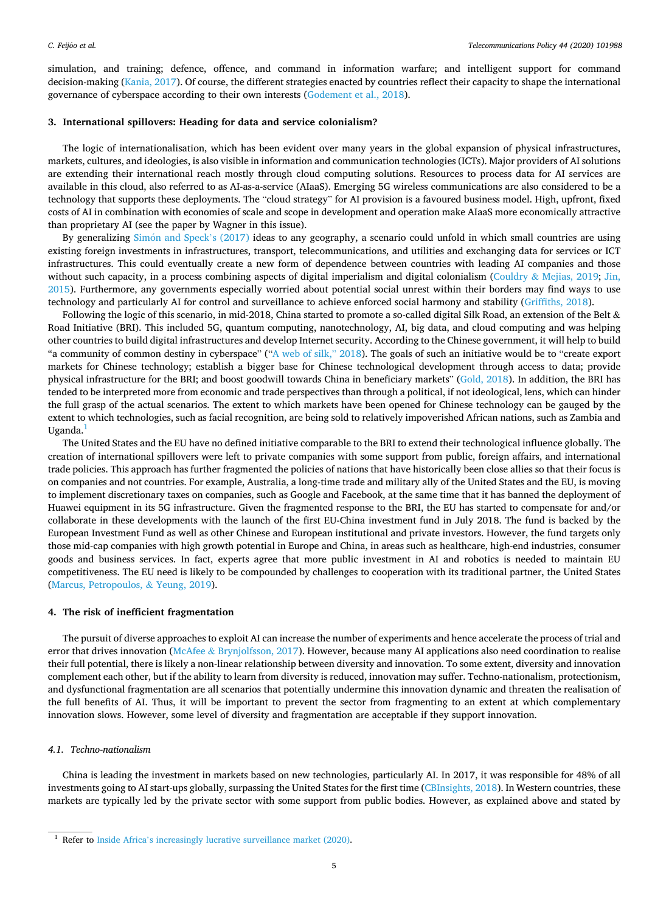simulation, and training; defence, offence, and command in information warfare; and intelligent support for command decision-making (Kania, 2017). Of course, the different strategies enacted by countries reflect their capacity to shape the international governance of cyberspace according to their own interests (Godement et al., 2018).

## 3. International spillovers: Heading for data and service colonialism?

The logic of internationalisation, which has been evident over many years in the global expansion of physical infrastructures, markets, cultures, and ideologies, is also visible in information and communication technologies (ICTs). Major providers of AI solutions are extending their international reach mostly through cloud computing solutions. Resources to process data for AI services are available in this cloud, also referred to as AI-as-a-service (AIaaS). Emerging 5G wireless communications are also considered to be a technology that supports these deployments. The "cloud strategy" for AI provision is a favoured business model. High, upfront, fixed costs of AI in combination with economies of scale and scope in development and operation make AIaaS more economically attractive than proprietary AI (see the paper by Wagner in this issue).

By generalizing Simón and Speck's (2017) ideas to any geography, a scenario could unfold in which small countries are using existing foreign investments in infrastructures, transport, telecommunications, and utilities and exchanging data for services or ICT infrastructures. This could eventually create a new form of dependence between countries with leading AI companies and those without such capacity, in a process combining aspects of digital imperialism and digital colonialism (Couldry & Mejias, 2019; Jin, 2015). Furthermore, any governments especially worried about potential social unrest within their borders may find ways to use technology and particularly AI for control and surveillance to achieve enforced social harmony and stability (Griffiths, 2018).

Following the logic of this scenario, in mid-2018, China started to promote a so-called digital Silk Road, an extension of the Belt & Road Initiative (BRI). This included 5G, quantum computing, nanotechnology, AI, big data, and cloud computing and was helping other countries to build digital infrastructures and develop Internet security. According to the Chinese government, it will help to build "a community of common destiny in cyberspace" ("A web of silk," 2018). The goals of such an initiative would be to "create export markets for Chinese technology; establish a bigger base for Chinese technological development through access to data; provide physical infrastructure for the BRI; and boost goodwill towards China in beneficiary markets" (Gold, 2018). In addition, the BRI has tended to be interpreted more from economic and trade perspectives than through a political, if not ideological, lens, which can hinder the full grasp of the actual scenarios. The extent to which markets have been opened for Chinese technology can be gauged by the extent to which technologies, such as facial recognition, are being sold to relatively impoverished African nations, such as Zambia and Uganda.[1]

The United States and the EU have no defined initiative comparable to the BRI to extend their technological influence globally. The creation of international spillovers were left to private companies with some support from public, foreign affairs, and international trade policies. This approach has further fragmented the policies of nations that have historically been close allies so that their focus is on companies and not countries. For example, Australia, a long-time trade and military ally of the United States and the EU, is moving to implement discretionary taxes on companies, such as Google and Facebook, at the same time that it has banned the deployment of Huawei equipment in its 5G infrastructure. Given the fragmented response to the BRI, the EU has started to compensate for and/or collaborate in these developments with the launch of the first EU-China investment fund in July 2018. The fund is backed by the European Investment Fund as well as other Chinese and European institutional and private investors. However, the fund targets only those mid-cap companies with high growth potential in Europe and China, in areas such as healthcare, high-end industries, consumer goods and business services. In fact, experts agree that more public investment in AI and robotics is needed to maintain EU competitiveness. The EU need is likely to be compounded by challenges to cooperation with its traditional partner, the United States (Marcus, Petropoulos, & Yeung, 2019).

## 4. The risk of inefficient fragmentation

The pursuit of diverse approaches to exploit AI can increase the number of experiments and hence accelerate the process of trial and error that drives innovation (McAfee & Brynjolfsson, 2017). However, because many AI applications also need coordination to realise their full potential, there is likely a non-linear relationship between diversity and innovation. To some extent, diversity and innovation complement each other, but if the ability to learn from diversity is reduced, innovation may suffer. Techno-nationalism, protectionism, and dysfunctional fragmentation are all scenarios that potentially undermine this innovation dynamic and threaten the realisation of the full benefits of AI. Thus, it will be important to prevent the sector from fragmenting to an extent at which complementary innovation slows. However, some level of diversity and fragmentation are acceptable if they support innovation.

### *4.1. Techno-nationalism*

China is leading the investment in markets based on new technologies, particularly AI. In 2017, it was responsible for 48% of all investments going to AI start-ups globally, surpassing the United States for the first time (CBInsights, 2018). In Western countries, these markets are typically led by the private sector with some support from public bodies. However, as explained above and stated by

[1] Refer to Inside Africa's increasingly lucrative surveillance market (2020).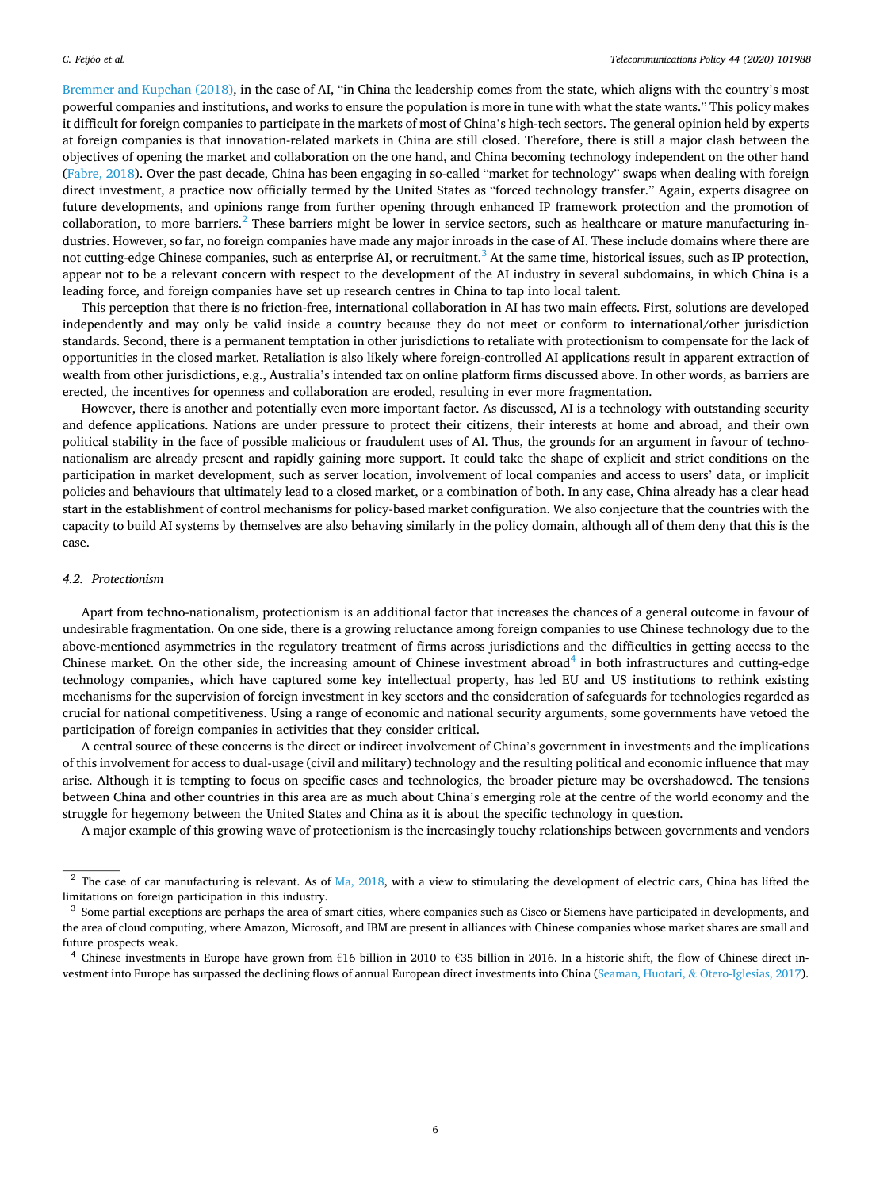Bremmer and Kupchan (2018), in the case of AI, "in China the leadership comes from the state, which aligns with the country's most powerful companies and institutions, and works to ensure the population is more in tune with what the state wants." This policy makes it difficult for foreign companies to participate in the markets of most of China's high-tech sectors. The general opinion held by experts at foreign companies is that innovation-related markets in China are still closed. Therefore, there is still a major clash between the objectives of opening the market and collaboration on the one hand, and China becoming technology independent on the other hand (Fabre, 2018). Over the past decade, China has been engaging in so-called "market for technology" swaps when dealing with foreign direct investment, a practice now officially termed by the United States as "forced technology transfer." Again, experts disagree on future developments, and opinions range from further opening through enhanced IP framework protection and the promotion of collaboration, to more barriers.[2] These barriers might be lower in service sectors, such as healthcare or mature manufacturing industries. However, so far, no foreign companies have made any major inroads in the case of AI. These include domains where there are not cutting-edge Chinese companies, such as enterprise AI, or recruitment.[3] At the same time, historical issues, such as IP protection, appear not to be a relevant concern with respect to the development of the AI industry in several subdomains, in which China is a leading force, and foreign companies have set up research centres in China to tap into local talent.

This perception that there is no friction-free, international collaboration in AI has two main effects. First, solutions are developed independently and may only be valid inside a country because they do not meet or conform to international/other jurisdiction standards. Second, there is a permanent temptation in other jurisdictions to retaliate with protectionism to compensate for the lack of opportunities in the closed market. Retaliation is also likely where foreign-controlled AI applications result in apparent extraction of wealth from other jurisdictions, e.g., Australia's intended tax on online platform firms discussed above. In other words, as barriers are erected, the incentives for openness and collaboration are eroded, resulting in ever more fragmentation.

However, there is another and potentially even more important factor. As discussed, AI is a technology with outstanding security and defence applications. Nations are under pressure to protect their citizens, their interests at home and abroad, and their own political stability in the face of possible malicious or fraudulent uses of AI. Thus, the grounds for an argument in favour of techno-nationalism are already present and rapidly gaining more support. It could take the shape of explicit and strict conditions on the participation in market development, such as server location, involvement of local companies and access to users' data, or implicit policies and behaviours that ultimately lead to a closed market, or a combination of both. In any case, China already has a clear head start in the establishment of control mechanisms for policy-based market configuration. We also conjecture that the countries with the capacity to build AI systems by themselves are also behaving similarly in the policy domain, although all of them deny that this is the case.

### *4.2. Protectionism*

Apart from techno-nationalism, protectionism is an additional factor that increases the chances of a general outcome in favour of undesirable fragmentation. On one side, there is a growing reluctance among foreign companies to use Chinese technology due to the above-mentioned asymmetries in the regulatory treatment of firms across jurisdictions and the difficulties in getting access to the Chinese market. On the other side, the increasing amount of Chinese investment abroad[4] in both infrastructures and cutting-edge technology companies, which have captured some key intellectual property, has led EU and US institutions to rethink existing mechanisms for the supervision of foreign investment in key sectors and the consideration of safeguards for technologies regarded as crucial for national competitiveness. Using a range of economic and national security arguments, some governments have vetoed the participation of foreign companies in activities that they consider critical.

A central source of these concerns is the direct or indirect involvement of China's government in investments and the implications of this involvement for access to dual-usage (civil and military) technology and the resulting political and economic influence that may arise. Although it is tempting to focus on specific cases and technologies, the broader picture may be overshadowed. The tensions between China and other countries in this area are as much about China's emerging role at the centre of the world economy and the struggle for hegemony between the United States and China as it is about the specific technology in question.

A major example of this growing wave of protectionism is the increasingly touchy relationships between governments and vendors

---

[2] The case of car manufacturing is relevant. As of Ma, 2018, with a view to stimulating the development of electric cars, China has lifted the limitations on foreign participation in this industry.

[3] Some partial exceptions are perhaps the area of smart cities, where companies such as Cisco or Siemens have participated in developments, and the area of cloud computing, where Amazon, Microsoft, and IBM are present in alliances with Chinese companies whose market shares are small and future prospects weak.

[4] Chinese investments in Europe have grown from €16 billion in 2010 to €35 billion in 2016. In a historic shift, the flow of Chinese direct investment into Europe has surpassed the declining flows of annual European direct investments into China (Seaman, Huotari, & Otero-Iglesias, 2017).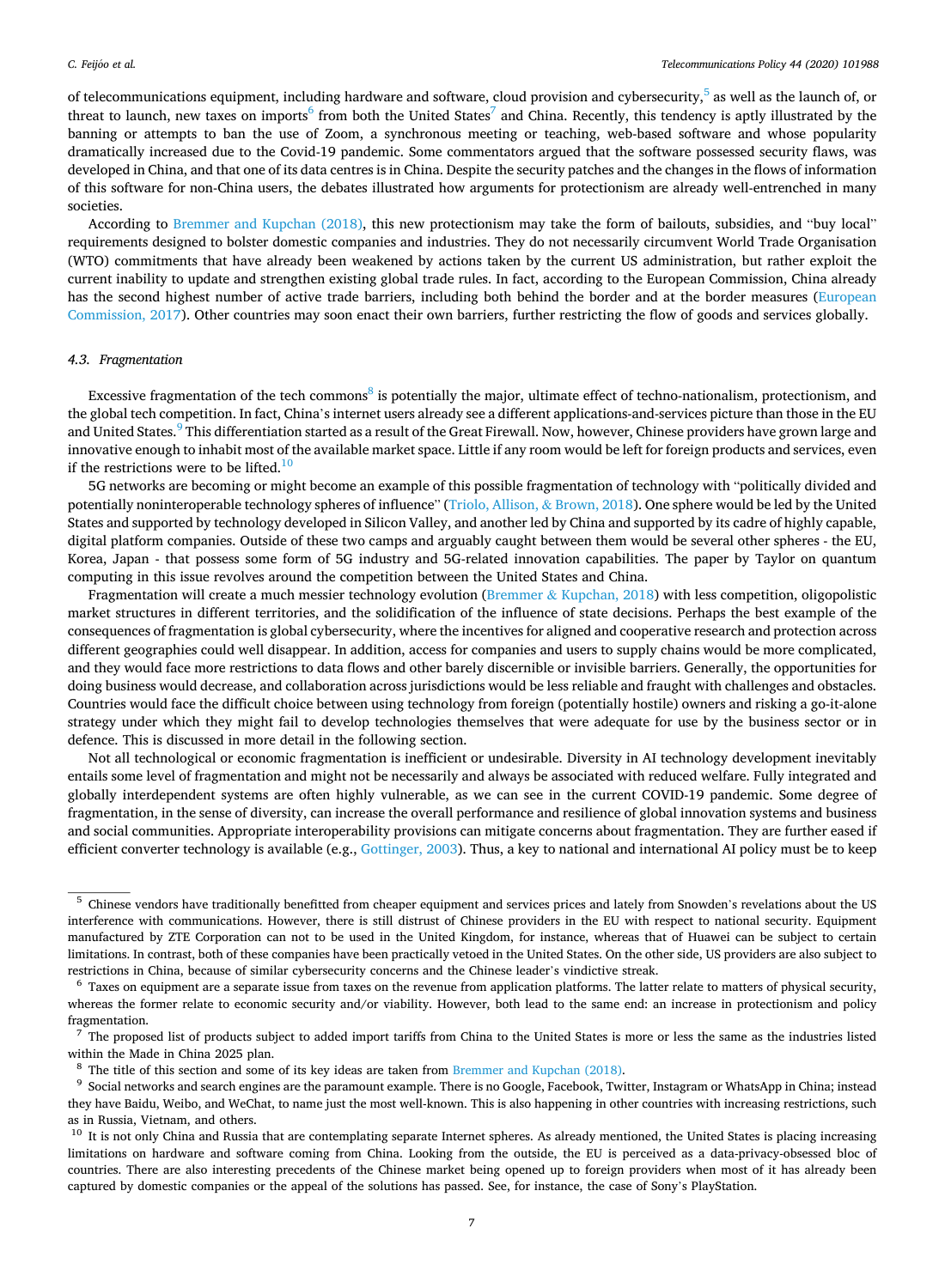of telecommunications equipment, including hardware and software, cloud provision and cybersecurity,[5] as well as the launch of, or threat to launch, new taxes on imports[6] from both the United States[7] and China. Recently, this tendency is aptly illustrated by the banning or attempts to ban the use of Zoom, a synchronous meeting or teaching, web-based software and whose popularity dramatically increased due to the Covid-19 pandemic. Some commentators argued that the software possessed security flaws, was developed in China, and that one of its data centres is in China. Despite the security patches and the changes in the flows of information of this software for non-China users, the debates illustrated how arguments for protectionism are already well-entrenched in many societies.

According to Bremmer and Kupchan (2018), this new protectionism may take the form of bailouts, subsidies, and "buy local" requirements designed to bolster domestic companies and industries. They do not necessarily circumvent World Trade Organisation (WTO) commitments that have already been weakened by actions taken by the current US administration, but rather exploit the current inability to update and strengthen existing global trade rules. In fact, according to the European Commission, China already has the second highest number of active trade barriers, including both behind the border and at the border measures (European Commission, 2017). Other countries may soon enact their own barriers, further restricting the flow of goods and services globally.

### 4.3. *Fragmentation*

Excessive fragmentation of the tech commons[8] is potentially the major, ultimate effect of techno-nationalism, protectionism, and the global tech competition. In fact, China's internet users already see a different applications-and-services picture than those in the EU and United States.[9] This differentiation started as a result of the Great Firewall. Now, however, Chinese providers have grown large and innovative enough to inhabit most of the available market space. Little if any room would be left for foreign products and services, even if the restrictions were to be lifted.[10]

5G networks are becoming or might become an example of this possible fragmentation of technology with "politically divided and potentially noninteroperable technology spheres of influence" (Triolo, Allison, & Brown, 2018). One sphere would be led by the United States and supported by technology developed in Silicon Valley, and another led by China and supported by its cadre of highly capable, digital platform companies. Outside of these two camps and arguably caught between them would be several other spheres - the EU, Korea, Japan - that possess some form of 5G industry and 5G-related innovation capabilities. The paper by Taylor on quantum computing in this issue revolves around the competition between the United States and China.

Fragmentation will create a much messier technology evolution (Bremmer & Kupchan, 2018) with less competition, oligopolistic market structures in different territories, and the solidification of the influence of state decisions. Perhaps the best example of the consequences of fragmentation is global cybersecurity, where the incentives for aligned and cooperative research and protection across different geographies could well disappear. In addition, access for companies and users to supply chains would be more complicated, and they would face more restrictions to data flows and other barely discernible or invisible barriers. Generally, the opportunities for doing business would decrease, and collaboration across jurisdictions would be less reliable and fraught with challenges and obstacles. Countries would face the difficult choice between using technology from foreign (potentially hostile) owners and risking a go-it-alone strategy under which they might fail to develop technologies themselves that were adequate for use by the business sector or in defence. This is discussed in more detail in the following section.

Not all technological or economic fragmentation is inefficient or undesirable. Diversity in AI technology development inevitably entails some level of fragmentation and might not be necessarily and always be associated with reduced welfare. Fully integrated and globally interdependent systems are often highly vulnerable, as we can see in the current COVID-19 pandemic. Some degree of fragmentation, in the sense of diversity, can increase the overall performance and resilience of global innovation systems and business and social communities. Appropriate interoperability provisions can mitigate concerns about fragmentation. They are further eased if efficient converter technology is available (e.g., Gottinger, 2003). Thus, a key to national and international AI policy must be to keep

---

[5] Chinese vendors have traditionally benefitted from cheaper equipment and services prices and lately from Snowden's revelations about the US interference with communications. However, there is still distrust of Chinese providers in the EU with respect to national security. Equipment manufactured by ZTE Corporation can not to be used in the United Kingdom, for instance, whereas that of Huawei can be subject to certain limitations. In contrast, both of these companies have been practically vetoed in the United States. On the other side, US providers are also subject to restrictions in China, because of similar cybersecurity concerns and the Chinese leader's vindictive streak.

[6] Taxes on equipment are a separate issue from taxes on the revenue from application platforms. The latter relate to matters of physical security, whereas the former relate to economic security and/or viability. However, both lead to the same end: an increase in protectionism and policy fragmentation.

[7] The proposed list of products subject to added import tariffs from China to the United States is more or less the same as the industries listed within the Made in China 2025 plan.

[8] The title of this section and some of its key ideas are taken from Bremmer and Kupchan (2018).

[9] Social networks and search engines are the paramount example. There is no Google, Facebook, Twitter, Instagram or WhatsApp in China; instead they have Baidu, Weibo, and WeChat, to name just the most well-known. This is also happening in other countries with increasing restrictions, such as in Russia, Vietnam, and others.

[10] It is not only China and Russia that are contemplating separate Internet spheres. As already mentioned, the United States is placing increasing limitations on hardware and software coming from China. Looking from the outside, the EU is perceived as a data-privacy-obsessed bloc of countries. There are also interesting precedents of the Chinese market being opened up to foreign providers when most of it has already been captured by domestic companies or the appeal of the solutions has passed. See, for instance, the case of Sony's PlayStation.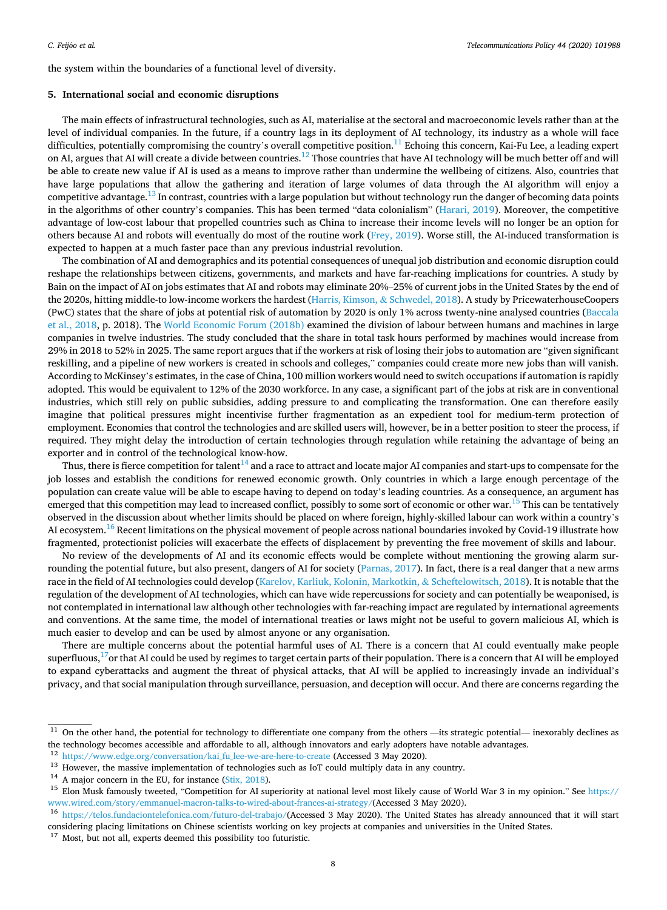the system within the boundaries of a functional level of diversity.

## 5. International social and economic disruptions

The main effects of infrastructural technologies, such as AI, materialise at the sectoral and macroeconomic levels rather than at the level of individual companies. In the future, if a country lags in its deployment of AI technology, its industry as a whole will face difficulties, potentially compromising the country's overall competitive position.[11] Echoing this concern, Kai-Fu Lee, a leading expert on AI, argues that AI will create a divide between countries.[12] Those countries that have AI technology will be much better off and will be able to create new value if AI is used as a means to improve rather than undermine the wellbeing of citizens. Also, countries that have large populations that allow the gathering and iteration of large volumes of data through the AI algorithm will enjoy a competitive advantage.[13] In contrast, countries with a large population but without technology run the danger of becoming data points in the algorithms of other country's companies. This has been termed "data colonialism" (Harari, 2019). Moreover, the competitive advantage of low-cost labour that propelled countries such as China to increase their income levels will no longer be an option for others because AI and robots will eventually do most of the routine work (Frey, 2019). Worse still, the AI-induced transformation is expected to happen at a much faster pace than any previous industrial revolution.

The combination of AI and demographics and its potential consequences of unequal job distribution and economic disruption could reshape the relationships between citizens, governments, and markets and have far-reaching implications for countries. A study by Bain on the impact of AI on jobs estimates that AI and robots may eliminate 20%–25% of current jobs in the United States by the end of the 2020s, hitting middle-to low-income workers the hardest (Harris, Kimson, & Schwedel, 2018). A study by PricewaterhouseCoopers (PwC) states that the share of jobs at potential risk of automation by 2020 is only 1% across twenty-nine analysed countries (Baccala et al., 2018, p. 2018). The World Economic Forum (2018b) examined the division of labour between humans and machines in large companies in twelve industries. The study concluded that the share in total task hours performed by machines would increase from 29% in 2018 to 52% in 2025. The same report argues that if the workers at risk of losing their jobs to automation are "given significant reskilling, and a pipeline of new workers is created in schools and colleges," companies could create more new jobs than will vanish. According to McKinsey's estimates, in the case of China, 100 million workers would need to switch occupations if automation is rapidly adopted. This would be equivalent to 12% of the 2030 workforce. In any case, a significant part of the jobs at risk are in conventional industries, which still rely on public subsidies, adding pressure to and complicating the transformation. One can therefore easily imagine that political pressures might incentivise further fragmentation as an expedient tool for medium-term protection of employment. Economies that control the technologies and are skilled users will, however, be in a better position to steer the process, if required. They might delay the introduction of certain technologies through regulation while retaining the advantage of being an exporter and in control of the technological know-how.

Thus, there is fierce competition for talent[14] and a race to attract and locate major AI companies and start-ups to compensate for the job losses and establish the conditions for renewed economic growth. Only countries in which a large enough percentage of the population can create value will be able to escape having to depend on today's leading countries. As a consequence, an argument has emerged that this competition may lead to increased conflict, possibly to some sort of economic or other war.[15] This can be tentatively observed in the discussion about whether limits should be placed on where foreign, highly-skilled labour can work within a country's AI ecosystem.[16] Recent limitations on the physical movement of people across national boundaries invoked by Covid-19 illustrate how fragmented, protectionist policies will exacerbate the effects of displacement by preventing the free movement of skills and labour.

No review of the developments of AI and its economic effects would be complete without mentioning the growing alarm surrounding the potential future, but also present, dangers of AI for society (Parnas, 2017). In fact, there is a real danger that a new arms race in the field of AI technologies could develop (Karelov, Karliuk, Kolonin, Markotkin, & Scheftelowitsch, 2018). It is notable that the regulation of the development of AI technologies, which can have wide repercussions for society and can potentially be weaponised, is not contemplated in international law although other technologies with far-reaching impact are regulated by international agreements and conventions. At the same time, the model of international treaties or laws might not be useful to govern malicious AI, which is much easier to develop and can be used by almost anyone or any organisation.

There are multiple concerns about the potential harmful uses of AI. There is a concern that AI could eventually make people superfluous,[17] or that AI could be used by regimes to target certain parts of their population. There is a concern that AI will be employed to expand cyberattacks and augment the threat of physical attacks, that AI will be applied to increasingly invade an individual's privacy, and that social manipulation through surveillance, persuasion, and deception will occur. And there are concerns regarding the

---

[11] On the other hand, the potential for technology to differentiate one company from the others —its strategic potential— inexorably declines as the technology becomes accessible and affordable to all, although innovators and early adopters have notable advantages.

[12] https://www.edge.org/conversation/kai_fu_lee-we-are-here-to-create (Accessed 3 May 2020).

[13] However, the massive implementation of technologies such as IoT could multiply data in any country.

[14] A major concern in the EU, for instance (Stix, 2018).

[15] Elon Musk famously tweeted, "Competition for AI superiority at national level most likely cause of World War 3 in my opinion." See https://www.wired.com/story/emmanuel-macron-talks-to-wired-about-frances-ai-strategy/(Accessed 3 May 2020).

[16] https://telos.fundaciontelefonica.com/futuro-del-trabajo/(Accessed 3 May 2020). The United States has already announced that it will start considering placing limitations on Chinese scientists working on key projects at companies and universities in the United States.

[17] Most, but not all, experts deemed this possibility too futuristic.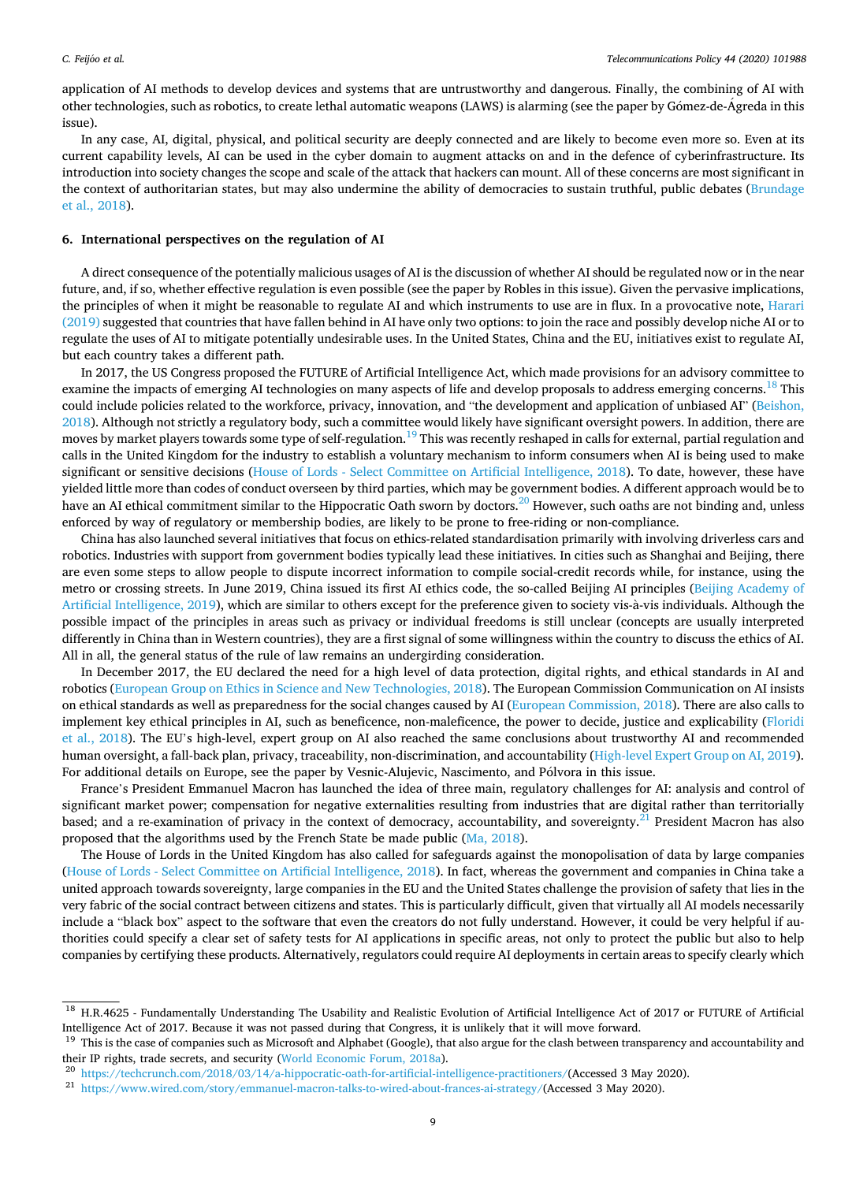application of AI methods to develop devices and systems that are untrustworthy and dangerous. Finally, the combining of AI with other technologies, such as robotics, to create lethal automatic weapons (LAWS) is alarming (see the paper by Gómez-de-Ágreda in this issue).

In any case, AI, digital, physical, and political security are deeply connected and are likely to become even more so. Even at its current capability levels, AI can be used in the cyber domain to augment attacks on and in the defence of cyberinfrastructure. Its introduction into society changes the scope and scale of the attack that hackers can mount. All of these concerns are most significant in the context of authoritarian states, but may also undermine the ability of democracies to sustain truthful, public debates (Brundage et al., 2018).

## 6. International perspectives on the regulation of AI

A direct consequence of the potentially malicious usages of AI is the discussion of whether AI should be regulated now or in the near future, and, if so, whether effective regulation is even possible (see the paper by Robles in this issue). Given the pervasive implications, the principles of when it might be reasonable to regulate AI and which instruments to use are in flux. In a provocative note, Harari (2019) suggested that countries that have fallen behind in AI have only two options: to join the race and possibly develop niche AI or to regulate the uses of AI to mitigate potentially undesirable uses. In the United States, China and the EU, initiatives exist to regulate AI, but each country takes a different path.

In 2017, the US Congress proposed the FUTURE of Artificial Intelligence Act, which made provisions for an advisory committee to examine the impacts of emerging AI technologies on many aspects of life and develop proposals to address emerging concerns.[18] This could include policies related to the workforce, privacy, innovation, and "the development and application of unbiased AI" (Beishon, 2018). Although not strictly a regulatory body, such a committee would likely have significant oversight powers. In addition, there are moves by market players towards some type of self-regulation.[19] This was recently reshaped in calls for external, partial regulation and calls in the United Kingdom for the industry to establish a voluntary mechanism to inform consumers when AI is being used to make significant or sensitive decisions (House of Lords - Select Committee on Artificial Intelligence, 2018). To date, however, these have yielded little more than codes of conduct overseen by third parties, which may be government bodies. A different approach would be to have an AI ethical commitment similar to the Hippocratic Oath sworn by doctors.[20] However, such oaths are not binding and, unless enforced by way of regulatory or membership bodies, are likely to be prone to free-riding or non-compliance.

China has also launched several initiatives that focus on ethics-related standardisation primarily with involving driverless cars and robotics. Industries with support from government bodies typically lead these initiatives. In cities such as Shanghai and Beijing, there are even some steps to allow people to dispute incorrect information to compile social-credit records while, for instance, using the metro or crossing streets. In June 2019, China issued its first AI ethics code, the so-called Beijing AI principles (Beijing Academy of Artificial Intelligence, 2019), which are similar to others except for the preference given to society vis-à-vis individuals. Although the possible impact of the principles in areas such as privacy or individual freedoms is still unclear (concepts are usually interpreted differently in China than in Western countries), they are a first signal of some willingness within the country to discuss the ethics of AI. All in all, the general status of the rule of law remains an undergirding consideration.

In December 2017, the EU declared the need for a high level of data protection, digital rights, and ethical standards in AI and robotics (European Group on Ethics in Science and New Technologies, 2018). The European Commission Communication on AI insists on ethical standards as well as preparedness for the social changes caused by AI (European Commission, 2018). There are also calls to implement key ethical principles in AI, such as beneficence, non-maleficence, the power to decide, justice and explicability (Floridi et al., 2018). The EU's high-level, expert group on AI also reached the same conclusions about trustworthy AI and recommended human oversight, a fall-back plan, privacy, traceability, non-discrimination, and accountability (High-level Expert Group on AI, 2019). For additional details on Europe, see the paper by Vesnic-Alujevic, Nascimento, and Pólvora in this issue.

France's President Emmanuel Macron has launched the idea of three main, regulatory challenges for AI: analysis and control of significant market power; compensation for negative externalities resulting from industries that are digital rather than territorially based; and a re-examination of privacy in the context of democracy, accountability, and sovereignty.[21] President Macron has also proposed that the algorithms used by the French State be made public (Ma, 2018).

The House of Lords in the United Kingdom has also called for safeguards against the monopolisation of data by large companies (House of Lords - Select Committee on Artificial Intelligence, 2018). In fact, whereas the government and companies in China take a united approach towards sovereignty, large companies in the EU and the United States challenge the provision of safety that lies in the very fabric of the social contract between citizens and states. This is particularly difficult, given that virtually all AI models necessarily include a "black box" aspect to the software that even the creators do not fully understand. However, it could be very helpful if authorities could specify a clear set of safety tests for AI applications in specific areas, not only to protect the public but also to help companies by certifying these products. Alternatively, regulators could require AI deployments in certain areas to specify clearly which

---

[18] H.R.4625 - Fundamentally Understanding The Usability and Realistic Evolution of Artificial Intelligence Act of 2017 or FUTURE of Artificial Intelligence Act of 2017. Because it was not passed during that Congress, it is unlikely that it will move forward.

[19] This is the case of companies such as Microsoft and Alphabet (Google), that also argue for the clash between transparency and accountability and their IP rights, trade secrets, and security (World Economic Forum, 2018a).

[20] https://techcrunch.com/2018/03/14/a-hippocratic-oath-for-artificial-intelligence-practitioners/(Accessed 3 May 2020).

[21] https://www.wired.com/story/emmanuel-macron-talks-to-wired-about-frances-ai-strategy/(Accessed 3 May 2020).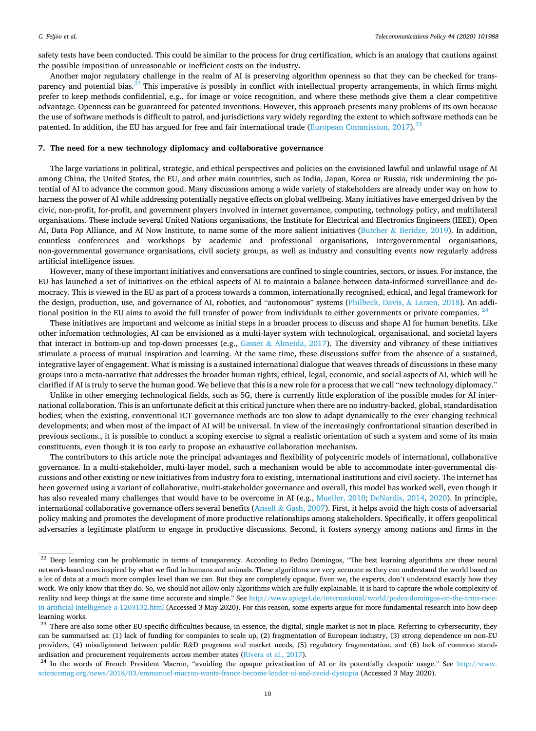safety tests have been conducted. This could be similar to the process for drug certification, which is an analogy that cautions against the possible imposition of unreasonable or inefficient costs on the industry.

Another major regulatory challenge in the realm of AI is preserving algorithm openness so that they can be checked for transparency and potential bias.[22] This imperative is possibly in conflict with intellectual property arrangements, in which firms might prefer to keep methods confidential, e.g., for image or voice recognition, and where these methods give them a clear competitive advantage. Openness can be guaranteed for patented inventions. However, this approach presents many problems of its own because the use of software methods is difficult to patrol, and jurisdictions vary widely regarding the extent to which software methods can be patented. In addition, the EU has argued for free and fair international trade (European Commission, 2017).[23]

## 7. The need for a new technology diplomacy and collaborative governance

The large variations in political, strategic, and ethical perspectives and policies on the envisioned lawful and unlawful usage of AI among China, the United States, the EU, and other main countries, such as India, Japan, Korea or Russia, risk undermining the potential of AI to advance the common good. Many discussions among a wide variety of stakeholders are already under way on how to harness the power of AI while addressing potentially negative effects on global wellbeing. Many initiatives have emerged driven by the civic, non-profit, for-profit, and government players involved in internet governance, computing, technology policy, and multilateral organisations. These include several United Nations organisations, the Institute for Electrical and Electronics Engineers (IEEE), Open AI, Data Pop Alliance, and AI Now Institute, to name some of the more salient initiatives (Butcher & Beridze, 2019). In addition, countless conferences and workshops by academic and professional organisations, intergovernmental organisations, non-governmental governance organisations, civil society groups, as well as industry and consulting events now regularly address artificial intelligence issues.

However, many of these important initiatives and conversations are confined to single countries, sectors, or issues. For instance, the EU has launched a set of initiatives on the ethical aspects of AI to maintain a balance between data-informed surveillance and democracy. This is viewed in the EU as part of a process towards a common, internationally recognised, ethical, and legal framework for the design, production, use, and governance of AI, robotics, and "autonomous" systems (Philbeck, Davis, & Larsen, 2018). An additional position in the EU aims to avoid the full transfer of power from individuals to either governments or private companies. [24]

These initiatives are important and welcome as initial steps in a broader process to discuss and shape AI for human benefits. Like other information technologies, AI can be envisioned as a multi-layer system with technological, organisational, and societal layers that interact in bottom-up and top-down processes (e.g., Gasser & Almeida, 2017). The diversity and vibrancy of these initiatives stimulate a process of mutual inspiration and learning. At the same time, these discussions suffer from the absence of a sustained, integrative layer of engagement. What is missing is a sustained international dialogue that weaves threads of discussions in these many groups into a meta-narrative that addresses the broader human rights, ethical, legal, economic, and social aspects of AI, which will be clarified if AI is truly to serve the human good. We believe that this is a new role for a process that we call "new technology diplomacy."

Unlike in other emerging technological fields, such as 5G, there is currently little exploration of the possible modes for AI international collaboration. This is an unfortunate deficit at this critical juncture when there are no industry-backed, global, standardisation bodies; when the existing, conventional ICT governance methods are too slow to adapt dynamically to the ever changing technical developments; and when most of the impact of AI will be universal. In view of the increasingly confrontational situation described in previous sections., it is possible to conduct a scoping exercise to signal a realistic orientation of such a system and some of its main constituents, even though it is too early to propose an exhaustive collaboration mechanism.

The contributors to this article note the principal advantages and flexibility of polycentric models of international, collaborative governance. In a multi-stakeholder, multi-layer model, such a mechanism would be able to accommodate inter-governmental discussions and other existing or new initiatives from industry fora to existing, international institutions and civil society. The internet has been governed using a variant of collaborative, multi-stakeholder governance and overall, this model has worked well, even though it has also revealed many challenges that would have to be overcome in AI (e.g., Mueller, 2010; DeNardis, 2014, 2020). In principle, international collaborative governance offers several benefits (Ansell & Gash, 2007). First, it helps avoid the high costs of adversarial policy making and promotes the development of more productive relationships among stakeholders. Specifically, it offers geopolitical adversaries a legitimate platform to engage in productive discussions. Second, it fosters synergy among nations and firms in the

---

[22] Deep learning can be problematic in terms of transparency. According to Pedro Domingos, "The best learning algorithms are these neural network-based ones inspired by what we find in humans and animals. These algorithms are very accurate as they can understand the world based on a lot of data at a much more complex level than we can. But they are completely opaque. Even we, the experts, don't understand exactly how they work. We only know that they do. So, we should not allow only algorithms which are fully explainable. It is hard to capture the whole complexity of reality and keep things at the same time accurate and simple." See http://www.spiegel.de/international/world/pedro-domingos-on-the-arms-race-in-artificial-intelligence-a-1203132.html (Accessed 3 May 2020). For this reason, some experts argue for more fundamental research into how deep learning works.

[23] There are also some other EU-specific difficulties because, in essence, the digital, single market is not in place. Referring to cybersecurity, they can be summarised as: (1) lack of funding for companies to scale up, (2) fragmentation of European industry, (3) strong dependence on non-EU providers, (4) misalignment between public R&D programs and market needs, (5) regulatory fragmentation, and (6) lack of common standardisation and procurement requirements across member states (Rivera et al., 2017).

[24] In the words of French President Macron, "avoiding the opaque privatisation of AI or its potentially despotic usage." See http://www.sciencemag.org/news/2018/03/emmanuel-macron-wants-france-become-leader-ai-and-avoid-dystopia (Accessed 3 May 2020).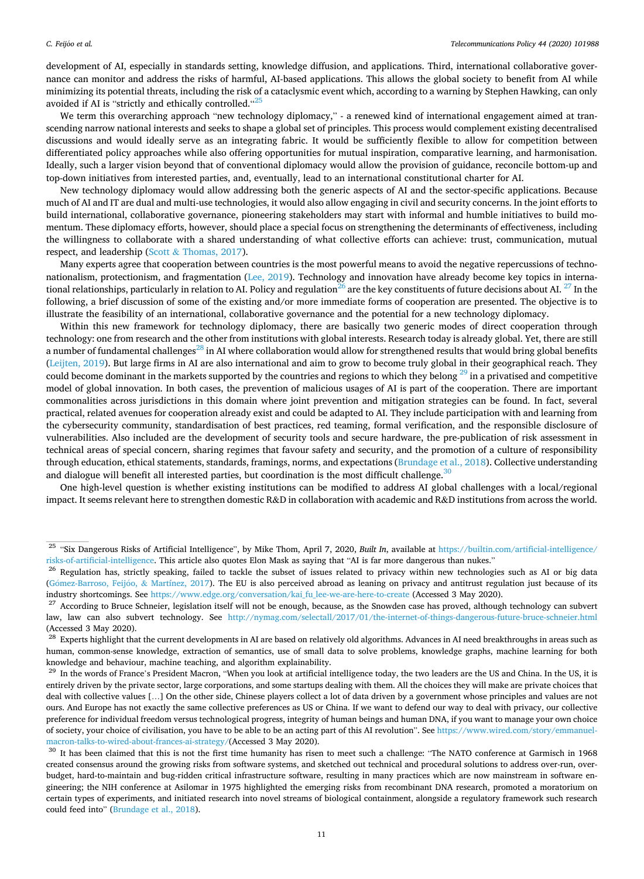development of AI, especially in standards setting, knowledge diffusion, and applications. Third, international collaborative governance can monitor and address the risks of harmful, AI-based applications. This allows the global society to benefit from AI while minimizing its potential threats, including the risk of a cataclysmic event which, according to a warning by Stephen Hawking, can only avoided if AI is "strictly and ethically controlled."[25]

We term this overarching approach "new technology diplomacy," - a renewed kind of international engagement aimed at transcending narrow national interests and seeks to shape a global set of principles. This process would complement existing decentralised discussions and would ideally serve as an integrating fabric. It would be sufficiently flexible to allow for competition between differentiated policy approaches while also offering opportunities for mutual inspiration, comparative learning, and harmonisation. Ideally, such a larger vision beyond that of conventional diplomacy would allow the provision of guidance, reconcile bottom-up and top-down initiatives from interested parties, and, eventually, lead to an international constitutional charter for AI.

New technology diplomacy would allow addressing both the generic aspects of AI and the sector-specific applications. Because much of AI and IT are dual and multi-use technologies, it would also allow engaging in civil and security concerns. In the joint efforts to build international, collaborative governance, pioneering stakeholders may start with informal and humble initiatives to build momentum. These diplomacy efforts, however, should place a special focus on strengthening the determinants of effectiveness, including the willingness to collaborate with a shared understanding of what collective efforts can achieve: trust, communication, mutual respect, and leadership (Scott & Thomas, 2017).

Many experts agree that cooperation between countries is the most powerful means to avoid the negative repercussions of techno-nationalism, protectionism, and fragmentation (Lee, 2019). Technology and innovation have already become key topics in international relationships, particularly in relation to AI. Policy and regulation[26] are the key constituents of future decisions about AI. [27] In the following, a brief discussion of some of the existing and/or more immediate forms of cooperation are presented. The objective is to illustrate the feasibility of an international, collaborative governance and the potential for a new technology diplomacy.

Within this new framework for technology diplomacy, there are basically two generic modes of direct cooperation through technology: one from research and the other from institutions with global interests. Research today is already global. Yet, there are still a number of fundamental challenges[28] in AI where collaboration would allow for strengthened results that would bring global benefits (Leijten, 2019). But large firms in AI are also international and aim to grow to become truly global in their geographical reach. They could become dominant in the markets supported by the countries and regions to which they belong [29] in a privatised and competitive model of global innovation. In both cases, the prevention of malicious usages of AI is part of the cooperation. There are important commonalities across jurisdictions in this domain where joint prevention and mitigation strategies can be found. In fact, several practical, related avenues for cooperation already exist and could be adapted to AI. They include participation with and learning from the cybersecurity community, standardisation of best practices, red teaming, formal verification, and the responsible disclosure of vulnerabilities. Also included are the development of security tools and secure hardware, the pre-publication of risk assessment in technical areas of special concern, sharing regimes that favour safety and security, and the promotion of a culture of responsibility through education, ethical statements, standards, framings, norms, and expectations (Brundage et al., 2018). Collective understanding and dialogue will benefit all interested parties, but coordination is the most difficult challenge.[30]

One high-level question is whether existing institutions can be modified to address AI global challenges with a local/regional impact. It seems relevant here to strengthen domestic R&D in collaboration with academic and R&D institutions from across the world.

---

[25] "Six Dangerous Risks of Artificial Intelligence", by Mike Thom, April 7, 2020, *Built In*, available at https://builtin.com/artificial-intelligence/risks-of-artificial-intelligence. This article also quotes Elon Mask as saying that "AI is far more dangerous than nukes."

[26] Regulation has, strictly speaking, failed to tackle the subset of issues related to privacy within new technologies such as AI or big data (Gómez-Barroso, Feijóo, & Martínez, 2017). The EU is also perceived abroad as leaning on privacy and antitrust regulation just because of its industry shortcomings. See https://www.edge.org/conversation/kai_fu_lee-we-are-here-to-create (Accessed 3 May 2020).

[27] According to Bruce Schneier, legislation itself will not be enough, because, as the Snowden case has proved, although technology can subvert law, law can also subvert technology. See http://nymag.com/selectall/2017/01/the-internet-of-things-dangerous-future-bruce-schneier.html (Accessed 3 May 2020).

[28] Experts highlight that the current developments in AI are based on relatively old algorithms. Advances in AI need breakthroughs in areas such as human, common-sense knowledge, extraction of semantics, use of small data to solve problems, knowledge graphs, machine learning for both knowledge and behaviour, machine teaching, and algorithm explainability.

[29] In the words of France's President Macron, "When you look at artificial intelligence today, the two leaders are the US and China. In the US, it is entirely driven by the private sector, large corporations, and some startups dealing with them. All the choices they will make are private choices that deal with collective values […] On the other side, Chinese players collect a lot of data driven by a government whose principles and values are not ours. And Europe has not exactly the same collective preferences as US or China. If we want to defend our way to deal with privacy, our collective preference for individual freedom versus technological progress, integrity of human beings and human DNA, if you want to manage your own choice of society, your choice of civilisation, you have to be able to be an acting part of this AI revolution". See https://www.wired.com/story/emmanuel-macron-talks-to-wired-about-frances-ai-strategy/(Accessed 3 May 2020).

[30] It has been claimed that this is not the first time humanity has risen to meet such a challenge: "The NATO conference at Garmisch in 1968 created consensus around the growing risks from software systems, and sketched out technical and procedural solutions to address over-run, over-budget, hard-to-maintain and bug-ridden critical infrastructure software, resulting in many practices which are now mainstream in software engineering; the NIH conference at Asilomar in 1975 highlighted the emerging risks from recombinant DNA research, promoted a moratorium on certain types of experiments, and initiated research into novel streams of biological containment, alongside a regulatory framework such research could feed into" (Brundage et al., 2018).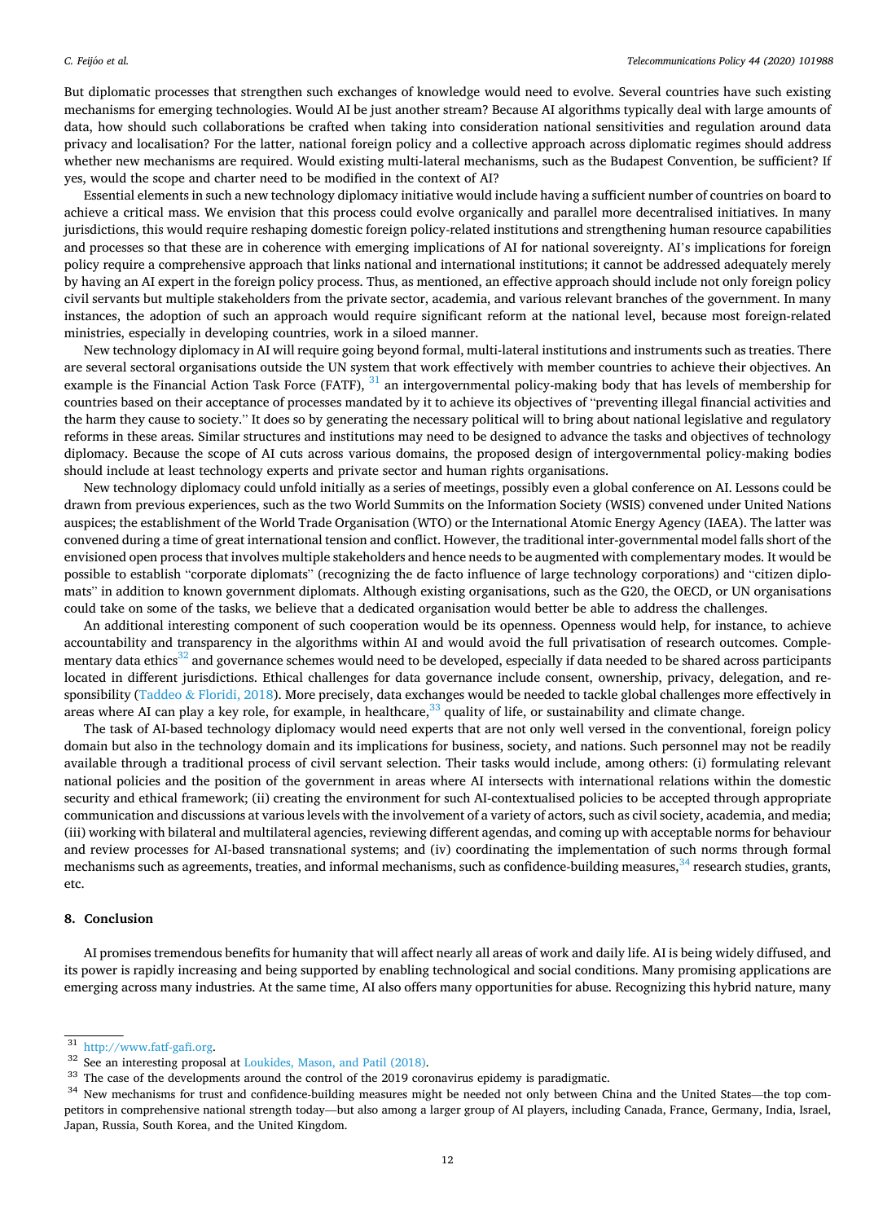But diplomatic processes that strengthen such exchanges of knowledge would need to evolve. Several countries have such existing mechanisms for emerging technologies. Would AI be just another stream? Because AI algorithms typically deal with large amounts of data, how should such collaborations be crafted when taking into consideration national sensitivities and regulation around data privacy and localisation? For the latter, national foreign policy and a collective approach across diplomatic regimes should address whether new mechanisms are required. Would existing multi-lateral mechanisms, such as the Budapest Convention, be sufficient? If yes, would the scope and charter need to be modified in the context of AI?

Essential elements in such a new technology diplomacy initiative would include having a sufficient number of countries on board to achieve a critical mass. We envision that this process could evolve organically and parallel more decentralised initiatives. In many jurisdictions, this would require reshaping domestic foreign policy-related institutions and strengthening human resource capabilities and processes so that these are in coherence with emerging implications of AI for national sovereignty. AI's implications for foreign policy require a comprehensive approach that links national and international institutions; it cannot be addressed adequately merely by having an AI expert in the foreign policy process. Thus, as mentioned, an effective approach should include not only foreign policy civil servants but multiple stakeholders from the private sector, academia, and various relevant branches of the government. In many instances, the adoption of such an approach would require significant reform at the national level, because most foreign-related ministries, especially in developing countries, work in a siloed manner.

New technology diplomacy in AI will require going beyond formal, multi-lateral institutions and instruments such as treaties. There are several sectoral organisations outside the UN system that work effectively with member countries to achieve their objectives. An example is the Financial Action Task Force (FATF), [31] an intergovernmental policy-making body that has levels of membership for countries based on their acceptance of processes mandated by it to achieve its objectives of "preventing illegal financial activities and the harm they cause to society." It does so by generating the necessary political will to bring about national legislative and regulatory reforms in these areas. Similar structures and institutions may need to be designed to advance the tasks and objectives of technology diplomacy. Because the scope of AI cuts across various domains, the proposed design of intergovernmental policy-making bodies should include at least technology experts and private sector and human rights organisations.

New technology diplomacy could unfold initially as a series of meetings, possibly even a global conference on AI. Lessons could be drawn from previous experiences, such as the two World Summits on the Information Society (WSIS) convened under United Nations auspices; the establishment of the World Trade Organisation (WTO) or the International Atomic Energy Agency (IAEA). The latter was convened during a time of great international tension and conflict. However, the traditional inter-governmental model falls short of the envisioned open process that involves multiple stakeholders and hence needs to be augmented with complementary modes. It would be possible to establish "corporate diplomats" (recognizing the de facto influence of large technology corporations) and "citizen diplomats" in addition to known government diplomats. Although existing organisations, such as the G20, the OECD, or UN organisations could take on some of the tasks, we believe that a dedicated organisation would better be able to address the challenges.

An additional interesting component of such cooperation would be its openness. Openness would help, for instance, to achieve accountability and transparency in the algorithms within AI and would avoid the full privatisation of research outcomes. Complementary data ethics[32] and governance schemes would need to be developed, especially if data needed to be shared across participants located in different jurisdictions. Ethical challenges for data governance include consent, ownership, privacy, delegation, and responsibility (Taddeo & Floridi, 2018). More precisely, data exchanges would be needed to tackle global challenges more effectively in areas where AI can play a key role, for example, in healthcare,[33] quality of life, or sustainability and climate change.

The task of AI-based technology diplomacy would need experts that are not only well versed in the conventional, foreign policy domain but also in the technology domain and its implications for business, society, and nations. Such personnel may not be readily available through a traditional process of civil servant selection. Their tasks would include, among others: (i) formulating relevant national policies and the position of the government in areas where AI intersects with international relations within the domestic security and ethical framework; (ii) creating the environment for such AI-contextualised policies to be accepted through appropriate communication and discussions at various levels with the involvement of a variety of actors, such as civil society, academia, and media; (iii) working with bilateral and multilateral agencies, reviewing different agendas, and coming up with acceptable norms for behaviour and review processes for AI-based transnational systems; and (iv) coordinating the implementation of such norms through formal mechanisms such as agreements, treaties, and informal mechanisms, such as confidence-building measures,[34] research studies, grants, etc.

## 8. Conclusion

AI promises tremendous benefits for humanity that will affect nearly all areas of work and daily life. AI is being widely diffused, and its power is rapidly increasing and being supported by enabling technological and social conditions. Many promising applications are emerging across many industries. At the same time, AI also offers many opportunities for abuse. Recognizing this hybrid nature, many

---

[31] http://www.fatf-gafi.org.

[32] See an interesting proposal at Loukides, Mason, and Patil (2018).

[33] The case of the developments around the control of the 2019 coronavirus epidemy is paradigmatic.

[34] New mechanisms for trust and confidence-building measures might be needed not only between China and the United States—the top competitors in comprehensive national strength today—but also among a larger group of AI players, including Canada, France, Germany, India, Israel, Japan, Russia, South Korea, and the United Kingdom.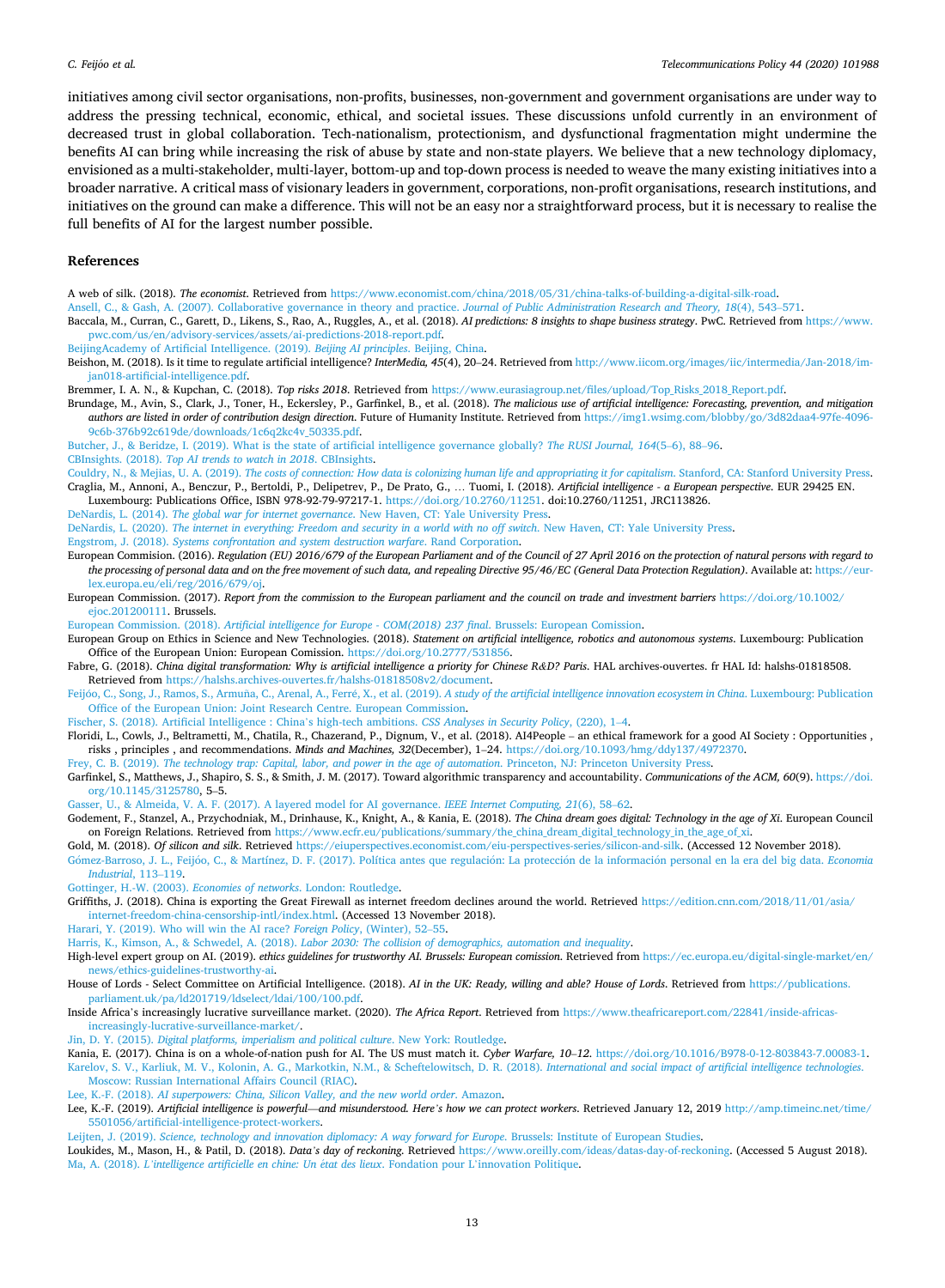initiatives among civil sector organisations, non-profits, businesses, non-government and government organisations are under way to address the pressing technical, economic, ethical, and societal issues. These discussions unfold currently in an environment of decreased trust in global collaboration. Tech-nationalism, protectionism, and dysfunctional fragmentation might undermine the benefits AI can bring while increasing the risk of abuse by state and non-state players. We believe that a new technology diplomacy, envisioned as a multi-stakeholder, multi-layer, bottom-up and top-down process is needed to weave the many existing initiatives into a broader narrative. A critical mass of visionary leaders in government, corporations, non-profit organisations, research institutions, and initiatives on the ground can make a difference. This will not be an easy nor a straightforward process, but it is necessary to realise the full benefits of AI for the largest number possible.

## References

A web of silk. (2018). *The economist*. Retrieved from https://www.economist.com/china/2018/05/31/china-talks-of-building-a-digital-silk-road.

Ansell, C., & Gash, A. (2007). Collaborative governance in theory and practice. *Journal of Public Administration Research and Theory, 18*(4), 543–571.

Baccala, M., Curran, C., Garett, D., Likens, S., Rao, A., Ruggles, A., et al. (2018). *AI predictions: 8 insights to shape business strategy*. PwC. Retrieved from https://www.pwc.com/us/en/advisory-services/assets/ai-predictions-2018-report.pdf.

BeijingAcademy of Artificial Intelligence. (2019). *Beijing AI principles*. Beijing, China.

Beishon, M. (2018). Is it time to regulate artificial intelligence? *InterMedia, 45*(4), 20–24. Retrieved from http://www.iicom.org/images/iic/intermedia/Jan-2018/im-jan018-artificial-intelligence.pdf.

Bremmer, I. A. N., & Kupchan, C. (2018). *Top risks 2018*. Retrieved from https://www.eurasiagroup.net/files/upload/Top_Risks_2018_Report.pdf.

Brundage, M., Avin, S., Clark, J., Toner, H., Eckersley, P., Garfinkel, B., et al. (2018). *The malicious use of artificial intelligence: Forecasting, prevention, and mitigation authors are listed in order of contribution design direction*. Future of Humanity Institute. Retrieved from https://img1.wsimg.com/blobby/go/3d82daa4-97fe-4096-9c6b-376b92c619de/downloads/1c6q2kc4v_50335.pdf.

Butcher, J., & Beridze, I. (2019). What is the state of artificial intelligence governance globally? *The RUSI Journal, 164*(5–6), 88–96.

CBInsights. (2018). *Top AI trends to watch in 2018*. CBInsights.

Couldry, N., & Mejias, U. A. (2019). *The costs of connection: How data is colonizing human life and appropriating it for capitalism*. Stanford, CA: Stanford University Press.

Craglia, M., Annoni, A., Benczur, P., Bertoldi, P., Delipetrev, P., De Prato, G., … Tuomi, I. (2018). *Artificial intelligence - a European perspective*. EUR 29425 EN. Luxembourg: Publications Office, ISBN 978-92-79-97217-1. https://doi.org/10.2760/11251. doi:10.2760/11251, JRC113826.

DeNardis, L. (2014). *The global war for internet governance*. New Haven, CT: Yale University Press.

DeNardis, L. (2020). *The internet in everything: Freedom and security in a world with no off switch*. New Haven, CT: Yale University Press.

Engstrom, J. (2018). *Systems confrontation and system destruction warfare*. Rand Corporation.

European Commision. (2016). *Regulation (EU) 2016/679 of the European Parliament and of the Council of 27 April 2016 on the protection of natural persons with regard to the processing of personal data and on the free movement of such data, and repealing Directive 95/46/EC (General Data Protection Regulation)*. Available at: https://eur-lex.europa.eu/eli/reg/2016/679/oj.

European Commission. (2017). *Report from the commission to the European parliament and the council on trade and investment barriers* https://doi.org/10.1002/ejoc.201200111. Brussels.

European Commission. (2018). *Artificial intelligence for Europe - COM(2018) 237 final*. Brussels: European Comission.

European Group on Ethics in Science and New Technologies. (2018). *Statement on artificial intelligence, robotics and autonomous systems*. Luxembourg: Publication Office of the European Union: European Comission. https://doi.org/10.2777/531856.

Fabre, G. (2018). *China digital transformation: Why is artificial intelligence a priority for Chinese R&D? Paris*. HAL archives-ouvertes. fr HAL Id: halshs-01818508. Retrieved from https://halshs.archives-ouvertes.fr/halshs-01818508v2/document.

Feijóo, C., Song, J., Ramos, S., Armuña, C., Arenal, A., Ferré, X., et al. (2019). *A study of the artificial intelligence innovation ecosystem in China*. Luxembourg: Publication Office of the European Union: Joint Research Centre. European Commission.

Fischer, S. (2018). Artificial Intelligence : China's high-tech ambitions. *CSS Analyses in Security Policy*, (220), 1–4.

Floridi, L., Cowls, J., Beltrametti, M., Chatila, R., Chazerand, P., Dignum, V., et al. (2018). AI4People – an ethical framework for a good AI Society : Opportunities , risks , principles , and recommendations. *Minds and Machines, 32*(December), 1–24. https://doi.org/10.1093/hmg/ddy137/4972370.

Frey, C. B. (2019). *The technology trap: Capital, labor, and power in the age of automation*. Princeton, NJ: Princeton University Press.

Garfinkel, S., Matthews, J., Shapiro, S. S., & Smith, J. M. (2017). Toward algorithmic transparency and accountability. *Communications of the ACM, 60*(9). https://doi.org/10.1145/3125780, 5–5.

Gasser, U., & Almeida, V. A. F. (2017). A layered model for AI governance. *IEEE Internet Computing, 21*(6), 58–62.

Godement, F., Stanzel, A., Przychodniak, M., Drinhause, K., Knight, A., & Kania, E. (2018). *The China dream goes digital: Technology in the age of Xi*. European Council on Foreign Relations. Retrieved from https://www.ecfr.eu/publications/summary/the_china_dream_digital_technology_in_the_age_of_xi.

Gold, M. (2018). *Of silicon and silk*. Retrieved https://eiuperspectives.economist.com/eiu-perspectives-series/silicon-and-silk. (Accessed 12 November 2018).

Gómez-Barroso, J. L., Feijóo, C., & Martínez, D. F. (2017). Política antes que regulación: La protección de la información personal en la era del big data. *Economía Industrial*, 113–119.

Gottinger, H.-W. (2003). *Economies of networks*. London: Routledge.

Griffiths, J. (2018). China is exporting the Great Firewall as internet freedom declines around the world. Retrieved https://edition.cnn.com/2018/11/01/asia/internet-freedom-china-censorship-intl/index.html. (Accessed 13 November 2018).

Harari, Y. (2019). Who will win the AI race? *Foreign Policy*, (Winter), 52–55.

Harris, K., Kimson, A., & Schwedel, A. (2018). *Labor 2030: The collision of demographics, automation and inequality*.

High-level expert group on AI. (2019). *ethics guidelines for trustworthy AI. Brussels: European comission*. Retrieved from https://ec.europa.eu/digital-single-market/en/news/ethics-guidelines-trustworthy-ai.

House of Lords - Select Committee on Artificial Intelligence. (2018). *AI in the UK: Ready, willing and able? House of Lords*. Retrieved from https://publications.parliament.uk/pa/ld201719/ldselect/ldai/100/100.pdf.

Inside Africa's increasingly lucrative surveillance market. (2020). *The Africa Report*. Retrieved from https://www.theafricareport.com/22841/inside-africas-increasingly-lucrative-surveillance-market/.

Jin, D. Y. (2015). *Digital platforms, imperialism and political culture*. New York: Routledge.

Kania, E. (2017). China is on a whole-of-nation push for AI. The US must match it. *Cyber Warfare, 10–12*. https://doi.org/10.1016/B978-0-12-803843-7.00083-1.

Karelov, S. V., Karliuk, M. V., Kolonin, A. G., Markotkin, N.M., & Scheftelowitsch, D. R. (2018). *International and social impact of artificial intelligence technologies*. Moscow: Russian International Affairs Council (RIAC).

Lee, K.-F. (2018). *AI superpowers: China, Silicon Valley, and the new world order*. Amazon.

Lee, K.-F. (2019). *Artificial intelligence is powerful—and misunderstood. Here's how we can protect workers*. Retrieved January 12, 2019 http://amp.timeinc.net/time/5501056/artificial-intelligence-protect-workers.

Leijten, J. (2019). *Science, technology and innovation diplomacy: A way forward for Europe*. Brussels: Institute of European Studies.

Loukides, M., Mason, H., & Patil, D. (2018). *Data's day of reckoning*. Retrieved https://www.oreilly.com/ideas/datas-day-of-reckoning. (Accessed 5 August 2018).

Ma, A. (2018). *L'intelligence artificielle en chine: Un état des lieux*. Fondation pour L'innovation Politique.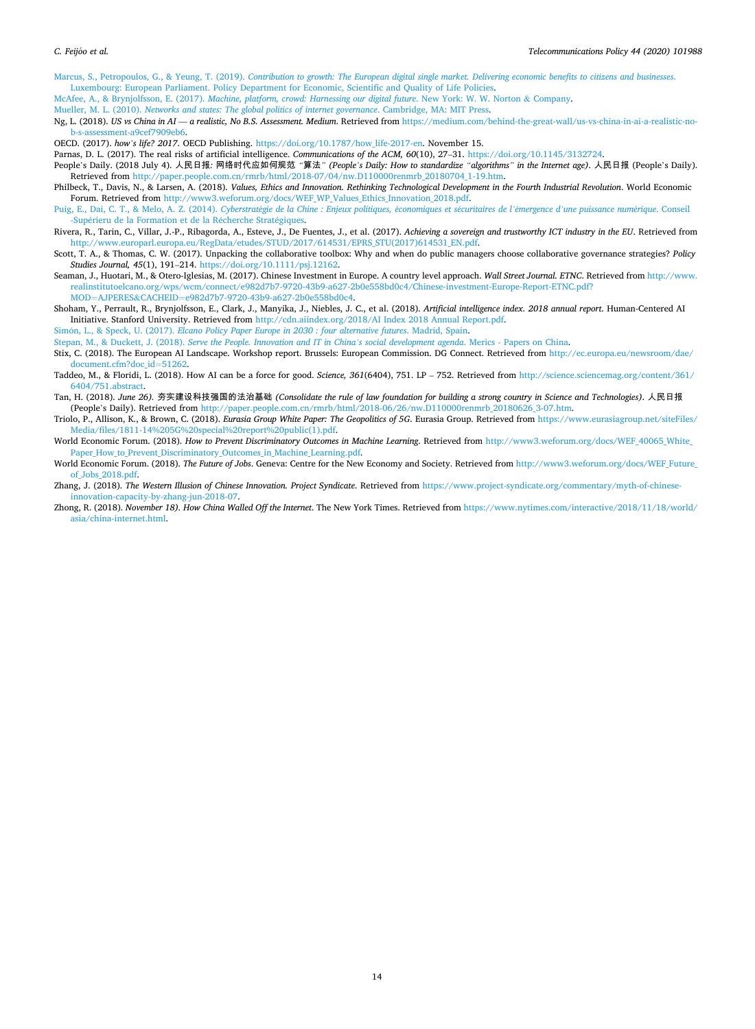Marcus, S., Petropoulos, G., & Yeung, T. (2019). *Contribution to growth: The European digital single market. Delivering economic benefits to citizens and businesses*. Luxembourg: European Parliament. Policy Department for Economic, Scientific and Quality of Life Policies.

McAfee, A., & Brynjolfsson, E. (2017). *Machine, platform, crowd: Harnessing our digital future*. New York: W. W. Norton & Company.

Mueller, M. L. (2010). *Networks and states: The global politics of internet governance*. Cambridge, MA: MIT Press.

Ng, L. (2018). *US vs China in AI — a realistic, No B.S. Assessment. Medium*. Retrieved from https://medium.com/behind-the-great-wall/us-vs-china-in-ai-a-realistic-no-b-s-assessment-a9cef7909eb6.

OECD. (2017). *how's life? 2017*. OECD Publishing. https://doi.org/10.1787/how_life-2017-en. November 15.

Parnas, D. L. (2017). The real risks of artificial intelligence. *Communications of the ACM, 60*(10), 27–31. https://doi.org/10.1145/3132724.

People's Daily. (2018 July 4). 人民日报: 网络时代应如何规范 "算法" *(People's Daily: How to standardize "algorithms" in the Internet age)*. 人民日报 (People's Daily). Retrieved from http://paper.people.com.cn/rmrb/html/2018-07/04/nw.D110000renmrb_20180704_1-19.htm.

Philbeck, T., Davis, N., & Larsen, A. (2018). *Values, Ethics and Innovation. Rethinking Technological Development in the Fourth Industrial Revolution*. World Economic Forum. Retrieved from http://www3.weforum.org/docs/WEF_WP_Values_Ethics_Innovation_2018.pdf.

Puig, E., Dai, C. T., & Melo, A. Z. (2014). *Cyberstratégie de la Chine : Enjeux politiques, économiques et sécuritaires de l'émergence d'une puissance numérique*. Conseil -Supérieru de la Formation et de la Récherche Stratégiques.

Rivera, R., Tarin, C., Villar, J.-P., Ribagorda, A., Esteve, J., De Fuentes, J., et al. (2017). *Achieving a sovereign and trustworthy ICT industry in the EU*. Retrieved from http://www.europarl.europa.eu/RegData/etudes/STUD/2017/614531/EPRS_STU(2017)614531_EN.pdf.

Scott, T. A., & Thomas, C. W. (2017). Unpacking the collaborative toolbox: Why and when do public managers choose collaborative governance strategies? *Policy Studies Journal, 45*(1), 191–214. https://doi.org/10.1111/psj.12162.

Seaman, J., Huotari, M., & Otero-Iglesias, M. (2017). Chinese Investment in Europe. A country level approach. *Wall Street Journal. ETNC*. Retrieved from http://www.realinstitutoelcano.org/wps/wcm/connect/e982d7b7-9720-43b9-a627-2b0e558bd0c4/Chinese-investment-Europe-Report-ETNC.pdf?MOD=AJPERES&CACHEID=e982d7b7-9720-43b9-a627-2b0e558bd0c4.

Shoham, Y., Perrault, R., Brynjolfsson, E., Clark, J., Manyika, J., Niebles, J. C., et al. (2018). *Artificial intelligence index. 2018 annual report*. Human-Centered AI Initiative. Stanford University. Retrieved from http://cdn.aiindex.org/2018/AI Index 2018 Annual Report.pdf.

Simón, L., & Speck, U. (2017). *Elcano Policy Paper Europe in 2030 : four alternative futures*. Madrid, Spain.

Stepan, M., & Duckett, J. (2018). *Serve the People. Innovation and IT in China's social development agenda*. Merics - Papers on China.

Stix, C. (2018). The European AI Landscape. Workshop report. Brussels: European Commission. DG Connect. Retrieved from http://ec.europa.eu/newsroom/dae/document.cfm?doc_id=51262.

Taddeo, M., & Floridi, L. (2018). How AI can be a force for good. *Science, 361*(6404), 751. LP – 752. Retrieved from http://science.sciencemag.org/content/361/6404/751.abstract.

Tan, H. (2018). *June 26)*. 夯实建设科技强国的法治基础 *(Consolidate the rule of law foundation for building a strong country in Science and Technologies)*. 人民日报 (People's Daily). Retrieved from http://paper.people.com.cn/rmrb/html/2018-06/26/nw.D110000renmrb_20180626_3-07.htm.

Triolo, P., Allison, K., & Brown, C. (2018). *Eurasia Group White Paper: The Geopolitics of 5G*. Eurasia Group. Retrieved from https://www.eurasiagroup.net/siteFiles/Media/files/1811-14%205G%20special%20report%20public(1).pdf.

World Economic Forum. (2018). *How to Prevent Discriminatory Outcomes in Machine Learning*. Retrieved from http://www3.weforum.org/docs/WEF_40065_White_Paper_How_to_Prevent_Discriminatory_Outcomes_in_Machine_Learning.pdf.

World Economic Forum. (2018). *The Future of Jobs*. Geneva: Centre for the New Economy and Society. Retrieved from http://www3.weforum.org/docs/WEF_Future_of_Jobs_2018.pdf.

Zhang, J. (2018). *The Western Illusion of Chinese Innovation. Project Syndicate*. Retrieved from https://www.project-syndicate.org/commentary/myth-of-chinese-innovation-capacity-by-zhang-jun-2018-07.

Zhong, R. (2018). *November 18)*. *How China Walled Off the Internet*. The New York Times. Retrieved from https://www.nytimes.com/interactive/2018/11/18/world/asia/china-internet.html.